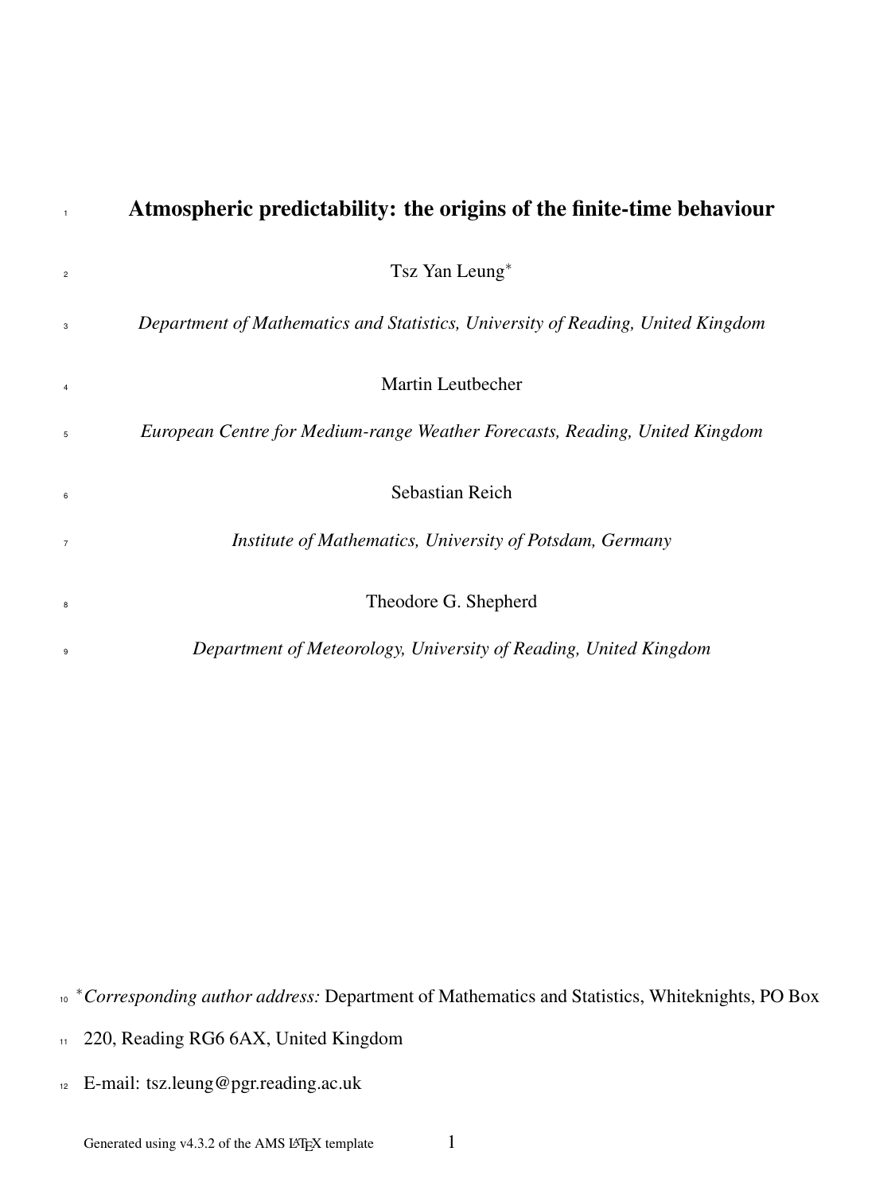# Atmospheric predictability: the origins of the finite-time behaviour

Tsz Yan Leung*

*Department of Mathematics and Statistics, University of Reading, United Kingdom*

Martin Leutbecher

*European Centre for Medium-range Weather Forecasts, Reading, United Kingdom*

Sebastian Reich

*Institute of Mathematics, University of Potsdam, Germany*

Theodore G. Shepherd

*Department of Meteorology, University of Reading, United Kingdom*

**Corresponding author address:* Department of Mathematics and Statistics, Whiteknights, PO Box 220, Reading RG6 6AX, United Kingdom

E-mail: tsz.leung@pgr.reading.ac.uk

Generated using v4.3.2 of the AMS LaTeX template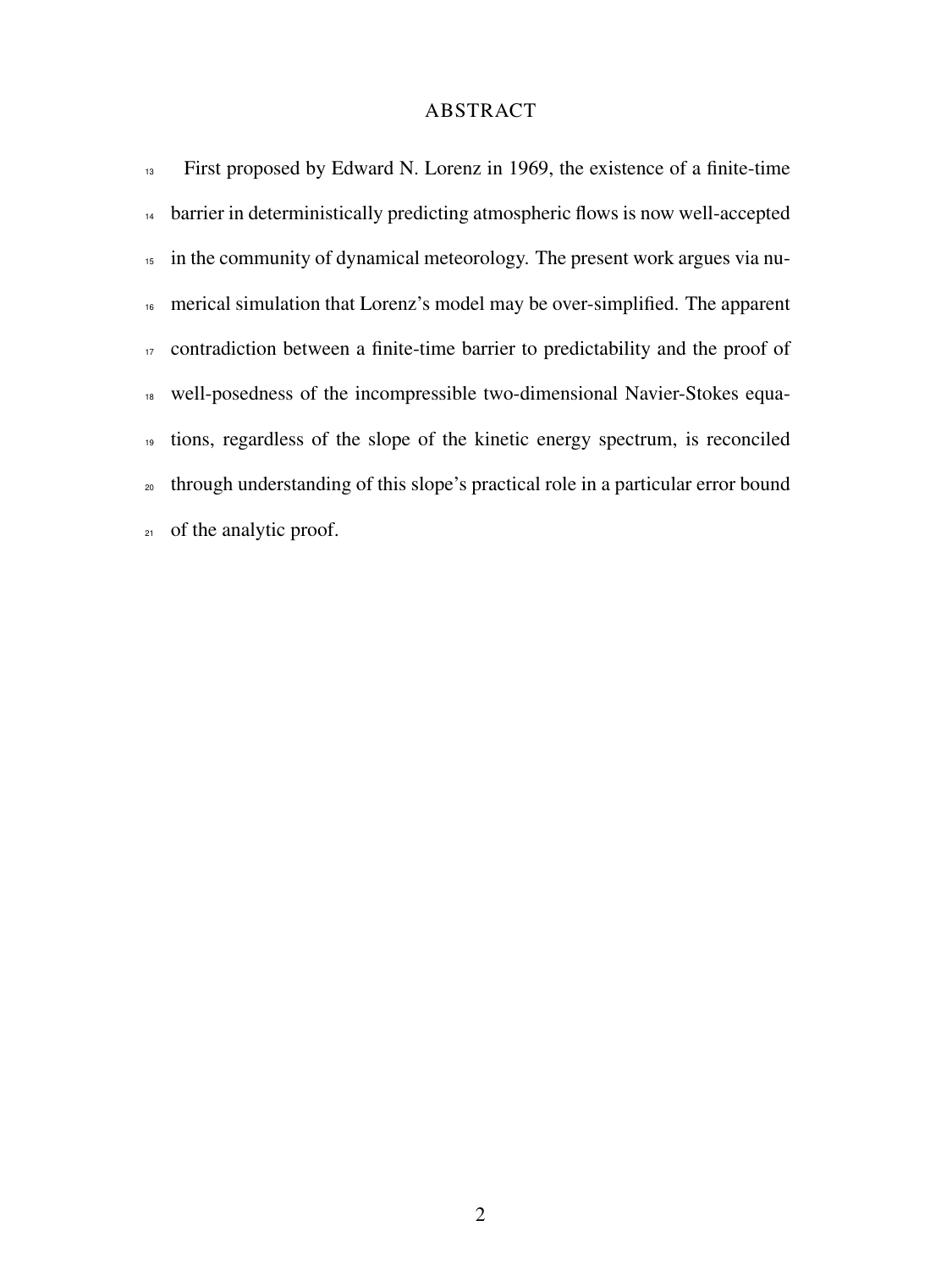# ABSTRACT

First proposed by Edward N. Lorenz in 1969, the existence of a finite-time barrier in deterministically predicting atmospheric flows is now well-accepted in the community of dynamical meteorology. The present work argues via numerical simulation that Lorenz's model may be over-simplified. The apparent contradiction between a finite-time barrier to predictability and the proof of well-posedness of the incompressible two-dimensional Navier-Stokes equations, regardless of the slope of the kinetic energy spectrum, is reconciled through understanding of this slope's practical role in a particular error bound of the analytic proof.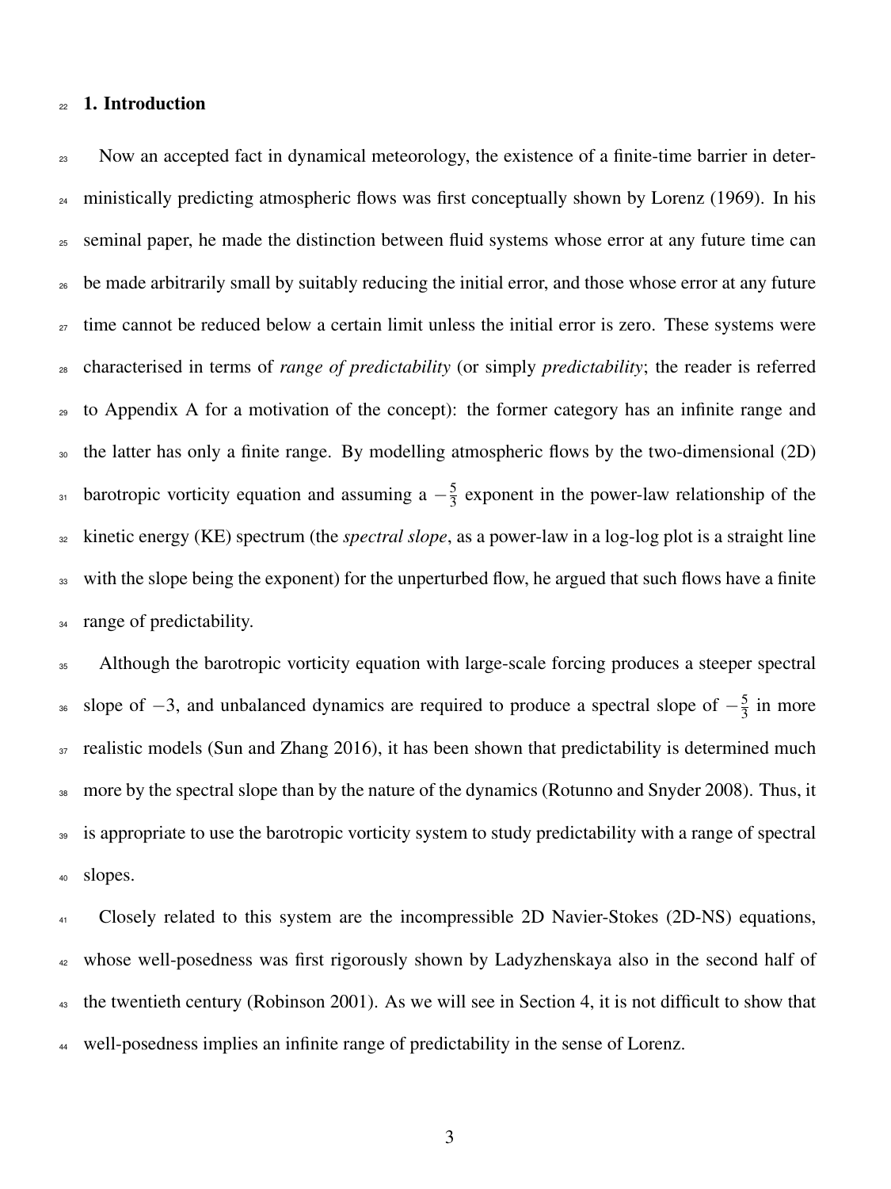## 1. Introduction

Now an accepted fact in dynamical meteorology, the existence of a finite-time barrier in deterministically predicting atmospheric flows was first conceptually shown by Lorenz (1969). In his seminal paper, he made the distinction between fluid systems whose error at any future time can be made arbitrarily small by suitably reducing the initial error, and those whose error at any future time cannot be reduced below a certain limit unless the initial error is zero. These systems were characterised in terms of *range of predictability* (or simply *predictability*; the reader is referred to Appendix A for a motivation of the concept): the former category has an infinite range and the latter has only a finite range. By modelling atmospheric flows by the two-dimensional (2D) barotropic vorticity equation and assuming a $-\frac{5}{3}$ exponent in the power-law relationship of the kinetic energy (KE) spectrum (the *spectral slope*, as a power-law in a log-log plot is a straight line with the slope being the exponent) for the unperturbed flow, he argued that such flows have a finite range of predictability.

Although the barotropic vorticity equation with large-scale forcing produces a steeper spectral slope of $-3$, and unbalanced dynamics are required to produce a spectral slope of $-\frac{5}{3}$ in more realistic models (Sun and Zhang 2016), it has been shown that predictability is determined much more by the spectral slope than by the nature of the dynamics (Rotunno and Snyder 2008). Thus, it is appropriate to use the barotropic vorticity system to study predictability with a range of spectral slopes.

Closely related to this system are the incompressible 2D Navier-Stokes (2D-NS) equations, whose well-posedness was first rigorously shown by Ladyzhenskaya also in the second half of the twentieth century (Robinson 2001). As we will see in Section 4, it is not difficult to show that well-posedness implies an infinite range of predictability in the sense of Lorenz.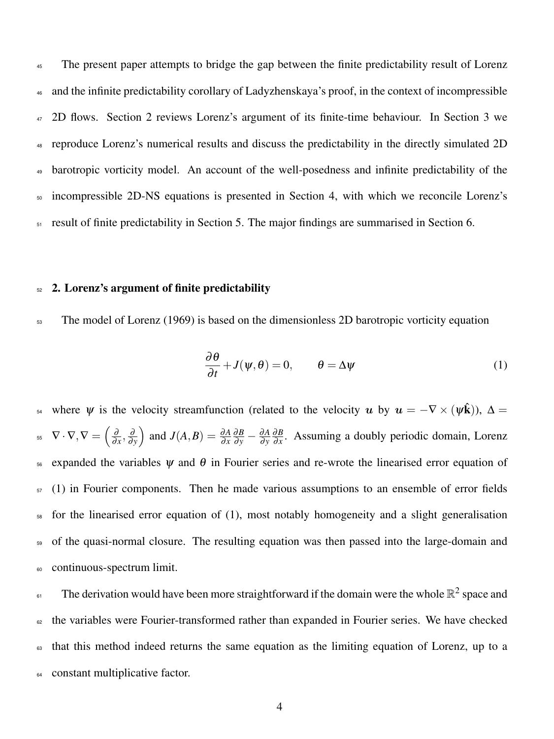The present paper attempts to bridge the gap between the finite predictability result of Lorenz and the infinite predictability corollary of Ladyzhenskaya's proof, in the context of incompressible 2D flows. Section 2 reviews Lorenz's argument of its finite-time behaviour. In Section 3 we reproduce Lorenz's numerical results and discuss the predictability in the directly simulated 2D barotropic vorticity model. An account of the well-posedness and infinite predictability of the incompressible 2D-NS equations is presented in Section 4, with which we reconcile Lorenz's result of finite predictability in Section 5. The major findings are summarised in Section 6.

## 2. Lorenz's argument of finite predictability

The model of Lorenz (1969) is based on the dimensionless 2D barotropic vorticity equation

$$\frac{\partial \theta}{\partial t} + J(\psi, \theta) = 0, \qquad \theta = \Delta \psi \tag{1}$$

where $\psi$ is the velocity streamfunction (related to the velocity $\boldsymbol{u}$ by $\boldsymbol{u} = -\nabla \times (\psi \hat{\mathbf{k}})$), $\Delta = \nabla \cdot \nabla, \nabla = \left( \frac{\partial}{\partial x}, \frac{\partial}{\partial y} \right)$ and $J(A,B) = \frac{\partial A}{\partial x}\frac{\partial B}{\partial y} - \frac{\partial A}{\partial y}\frac{\partial B}{\partial x}$. Assuming a doubly periodic domain, Lorenz expanded the variables $\psi$ and $\theta$ in Fourier series and re-wrote the linearised error equation of (1) in Fourier components. Then he made various assumptions to an ensemble of error fields for the linearised error equation of (1), most notably homogeneity and a slight generalisation of the quasi-normal closure. The resulting equation was then passed into the large-domain and continuous-spectrum limit.

The derivation would have been more straightforward if the domain were the whole $\mathbb{R}^2$ space and the variables were Fourier-transformed rather than expanded in Fourier series. We have checked that this method indeed returns the same equation as the limiting equation of Lorenz, up to a constant multiplicative factor.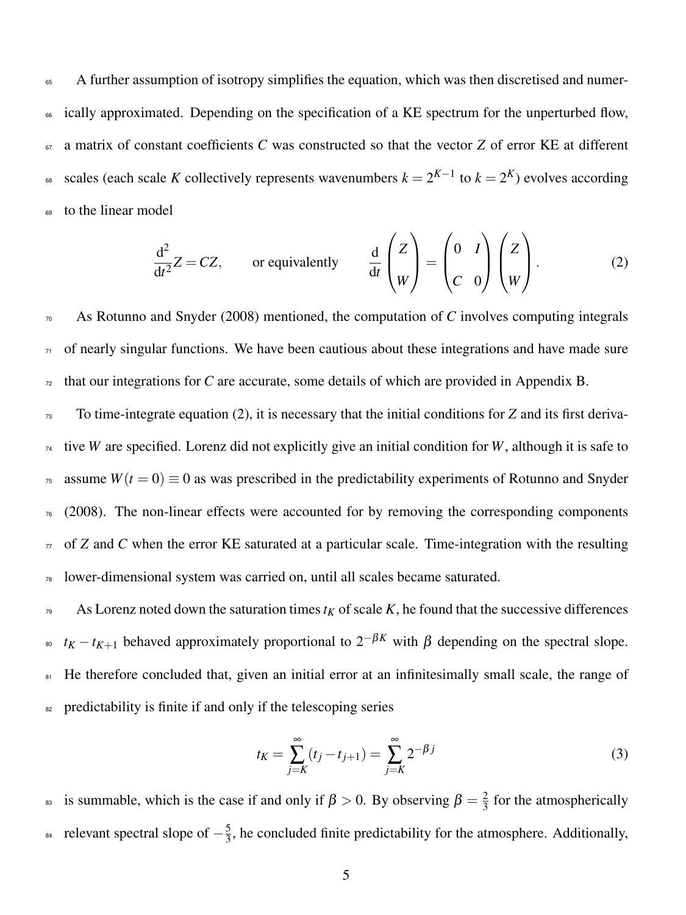A further assumption of isotropy simplifies the equation, which was then discretised and numerically approximated. Depending on the specification of a KE spectrum for the unperturbed flow, a matrix of constant coefficients $C$ was constructed so that the vector $Z$ of error KE at different scales (each scale $K$ collectively represents wavenumbers $k = 2^{K-1}$ to $k = 2^K$) evolves according to the linear model

$$\frac{\mathrm{d}^2}{\mathrm{d}t^2} Z = CZ, \qquad \text{or equivalently} \qquad \frac{\mathrm{d}}{\mathrm{d}t} \begin{pmatrix} Z \\ W \end{pmatrix} = \begin{pmatrix} 0 & I \\ C & 0 \end{pmatrix} \begin{pmatrix} Z \\ W \end{pmatrix}. \tag{2}$$

As Rotunno and Snyder (2008) mentioned, the computation of $C$ involves computing integrals of nearly singular functions. We have been cautious about these integrations and have made sure that our integrations for $C$ are accurate, some details of which are provided in Appendix B.

To time-integrate equation (2), it is necessary that the initial conditions for $Z$ and its first derivative $W$ are specified. Lorenz did not explicitly give an initial condition for $W$, although it is safe to assume $W(t = 0) \equiv 0$ as was prescribed in the predictability experiments of Rotunno and Snyder (2008). The non-linear effects were accounted for by removing the corresponding components of $Z$ and $C$ when the error KE saturated at a particular scale. Time-integration with the resulting lower-dimensional system was carried on, until all scales became saturated.

As Lorenz noted down the saturation times $t_K$ of scale $K$, he found that the successive differences $t_K - t_{K+1}$ behaved approximately proportional to $2^{-\beta K}$ with $\beta$ depending on the spectral slope. He therefore concluded that, given an initial error at an infinitesimally small scale, the range of predictability is finite if and only if the telescoping series

$$t_K = \sum_{j=K}^{\infty} (t_j - t_{j+1}) = \sum_{j=K}^{\infty} 2^{-\beta j} \tag{3}$$

is summable, which is the case if and only if $\beta > 0$. By observing $\beta = \frac{2}{3}$ for the atmospherically relevant spectral slope of $-\frac{5}{3}$, he concluded finite predictability for the atmosphere. Additionally,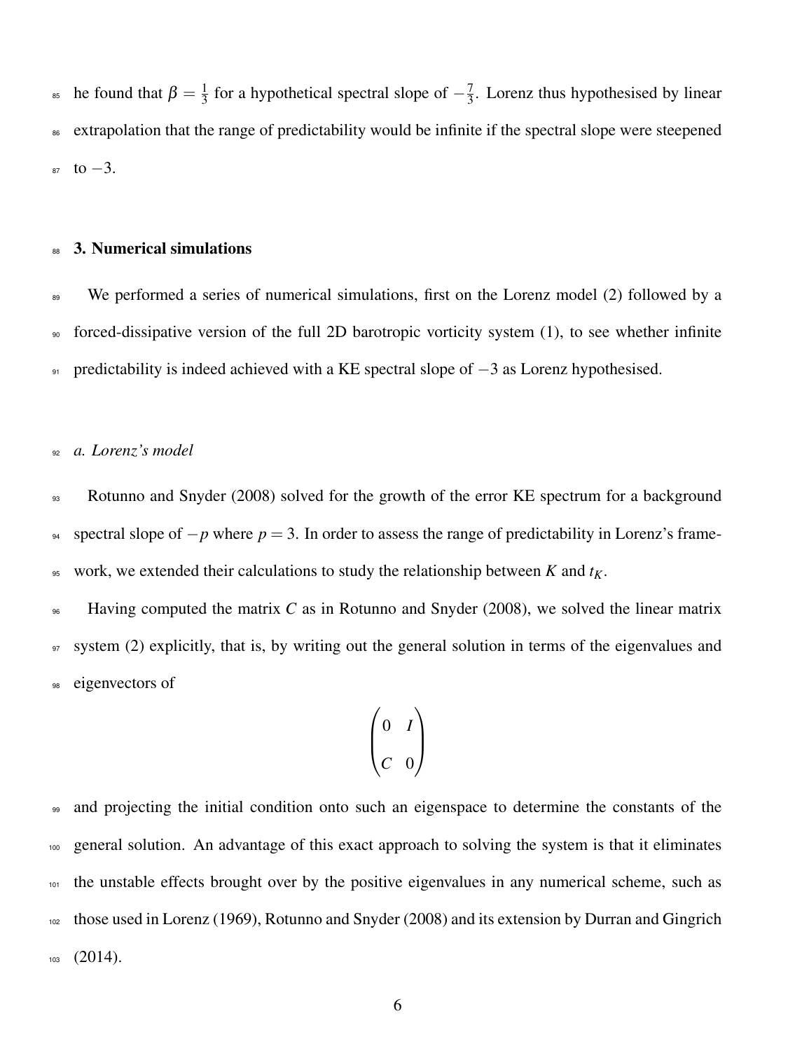he found that $\beta = \frac{1}{3}$ for a hypothetical spectral slope of $-\frac{7}{3}$. Lorenz thus hypothesised by linear extrapolation that the range of predictability would be infinite if the spectral slope were steepened to $-3$.

## 3. Numerical simulations

We performed a series of numerical simulations, first on the Lorenz model (2) followed by a forced-dissipative version of the full 2D barotropic vorticity system (1), to see whether infinite predictability is indeed achieved with a KE spectral slope of $-3$ as Lorenz hypothesised.

### *a. Lorenz's model*

Rotunno and Snyder (2008) solved for the growth of the error KE spectrum for a background spectral slope of $-p$ where $p = 3$. In order to assess the range of predictability in Lorenz's framework, we extended their calculations to study the relationship between $K$ and $t_K$.

Having computed the matrix $C$ as in Rotunno and Snyder (2008), we solved the linear matrix system (2) explicitly, that is, by writing out the general solution in terms of the eigenvalues and eigenvectors of

$$\begin{pmatrix} 0 & I \\ C & 0 \end{pmatrix}$$

and projecting the initial condition onto such an eigenspace to determine the constants of the general solution. An advantage of this exact approach to solving the system is that it eliminates the unstable effects brought over by the positive eigenvalues in any numerical scheme, such as those used in Lorenz (1969), Rotunno and Snyder (2008) and its extension by Durran and Gingrich (2014).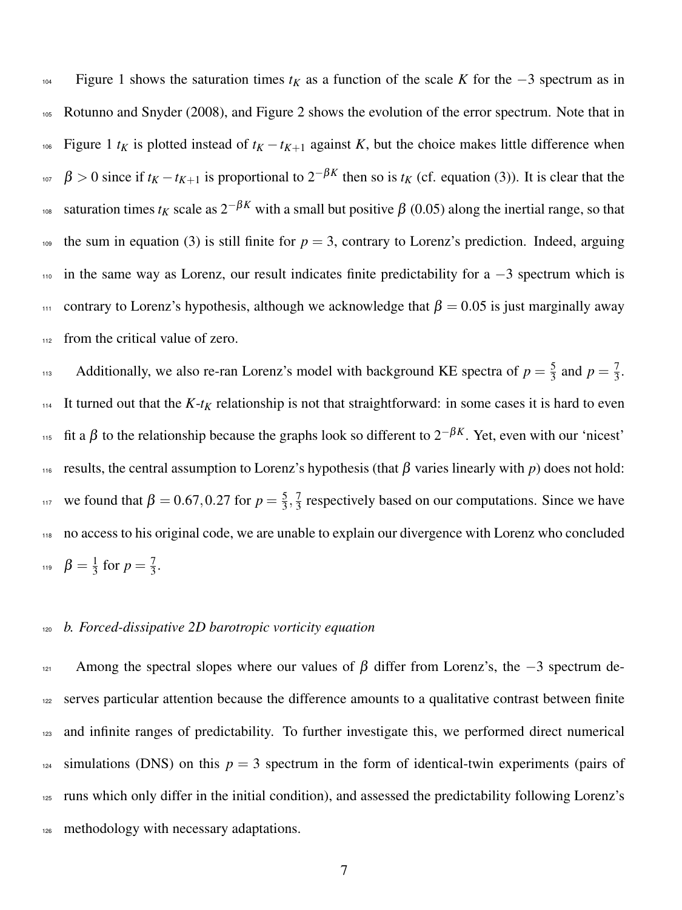Figure 1 shows the saturation times $t_K$ as a function of the scale $K$ for the $-3$ spectrum as in Rotunno and Snyder (2008), and Figure 2 shows the evolution of the error spectrum. Note that in Figure 1 $t_K$ is plotted instead of $t_K - t_{K+1}$ against $K$, but the choice makes little difference when $\beta > 0$ since if $t_K - t_{K+1}$ is proportional to $2^{-\beta K}$ then so is $t_K$ (cf. equation (3)). It is clear that the saturation times $t_K$ scale as $2^{-\beta K}$ with a small but positive $\beta$ (0.05) along the inertial range, so that the sum in equation (3) is still finite for $p = 3$, contrary to Lorenz's prediction. Indeed, arguing in the same way as Lorenz, our result indicates finite predictability for a $-3$ spectrum which is contrary to Lorenz's hypothesis, although we acknowledge that $\beta = 0.05$ is just marginally away from the critical value of zero.

Additionally, we also re-ran Lorenz's model with background KE spectra of $p = \frac{5}{3}$ and $p = \frac{7}{3}$. It turned out that the $K$-$t_K$ relationship is not that straightforward: in some cases it is hard to even fit a $\beta$ to the relationship because the graphs look so different to $2^{-\beta K}$. Yet, even with our 'nicest' results, the central assumption to Lorenz's hypothesis (that $\beta$ varies linearly with $p$) does not hold: we found that $\beta = 0.67, 0.27$ for $p = \frac{5}{3}, \frac{7}{3}$ respectively based on our computations. Since we have no access to his original code, we are unable to explain our divergence with Lorenz who concluded $\beta = \frac{1}{3}$ for $p = \frac{7}{3}$.

### *b. Forced-dissipative 2D barotropic vorticity equation*

Among the spectral slopes where our values of $\beta$ differ from Lorenz's, the $-3$ spectrum deserves particular attention because the difference amounts to a qualitative contrast between finite and infinite ranges of predictability. To further investigate this, we performed direct numerical simulations (DNS) on this $p = 3$ spectrum in the form of identical-twin experiments (pairs of runs which only differ in the initial condition), and assessed the predictability following Lorenz's methodology with necessary adaptations.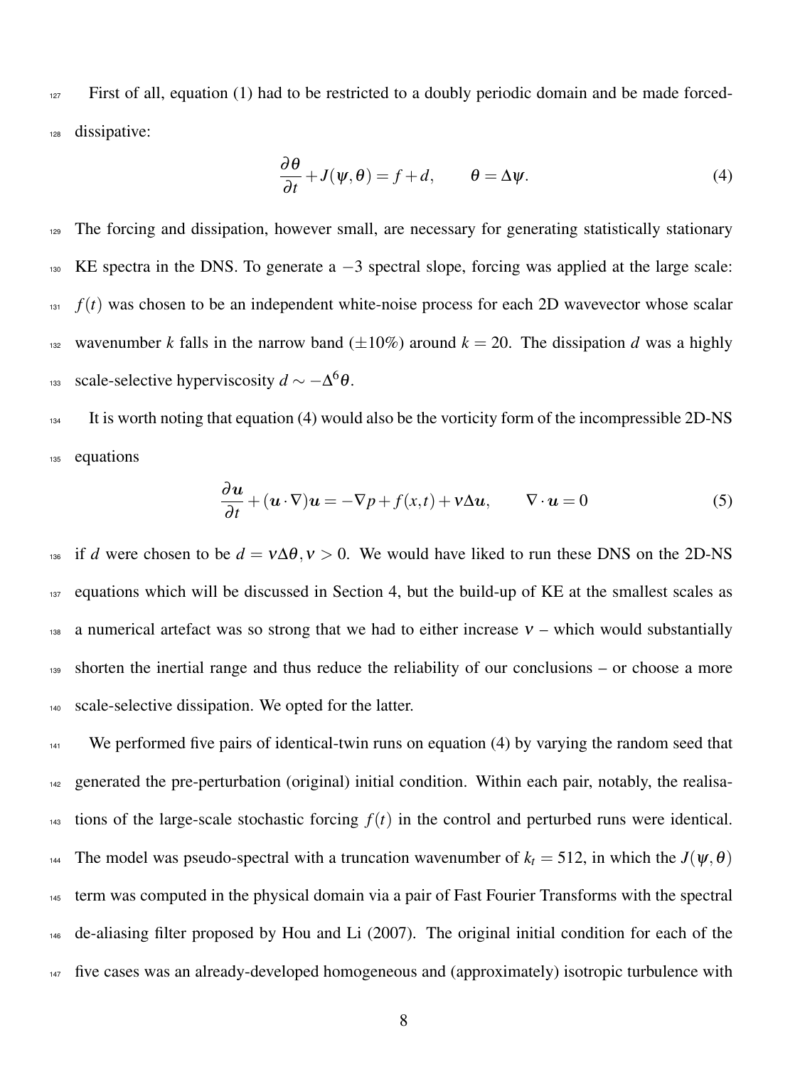First of all, equation (1) had to be restricted to a doubly periodic domain and be made forced-dissipative:

$$\frac{\partial \theta}{\partial t} + J(\psi, \theta) = f + d, \qquad \theta = \Delta \psi. \tag{4}$$

The forcing and dissipation, however small, are necessary for generating statistically stationary KE spectra in the DNS. To generate a $-3$ spectral slope, forcing was applied at the large scale: $f(t)$ was chosen to be an independent white-noise process for each 2D wavevector whose scalar wavenumber $k$ falls in the narrow band ($\pm 10\%$) around $k = 20$. The dissipation $d$ was a highly scale-selective hyperviscosity $d \sim -\Delta^6 \theta$.

It is worth noting that equation (4) would also be the vorticity form of the incompressible 2D-NS equations

$$\frac{\partial \boldsymbol{u}}{\partial t} + (\boldsymbol{u} \cdot \nabla) \boldsymbol{u} = -\nabla p + f(x,t) + \nu \Delta \boldsymbol{u}, \qquad \nabla \cdot \boldsymbol{u} = 0 \tag{5}$$

if $d$ were chosen to be $d = \nu \Delta \theta, \nu > 0$. We would have liked to run these DNS on the 2D-NS equations which will be discussed in Section 4, but the build-up of KE at the smallest scales as a numerical artefact was so strong that we had to either increase $\nu$ – which would substantially shorten the inertial range and thus reduce the reliability of our conclusions – or choose a more scale-selective dissipation. We opted for the latter.

We performed five pairs of identical-twin runs on equation (4) by varying the random seed that generated the pre-perturbation (original) initial condition. Within each pair, notably, the realisations of the large-scale stochastic forcing $f(t)$ in the control and perturbed runs were identical. The model was pseudo-spectral with a truncation wavenumber of $k_t = 512$, in which the $J(\psi, \theta)$ term was computed in the physical domain via a pair of Fast Fourier Transforms with the spectral de-aliasing filter proposed by Hou and Li (2007). The original initial condition for each of the five cases was an already-developed homogeneous and (approximately) isotropic turbulence with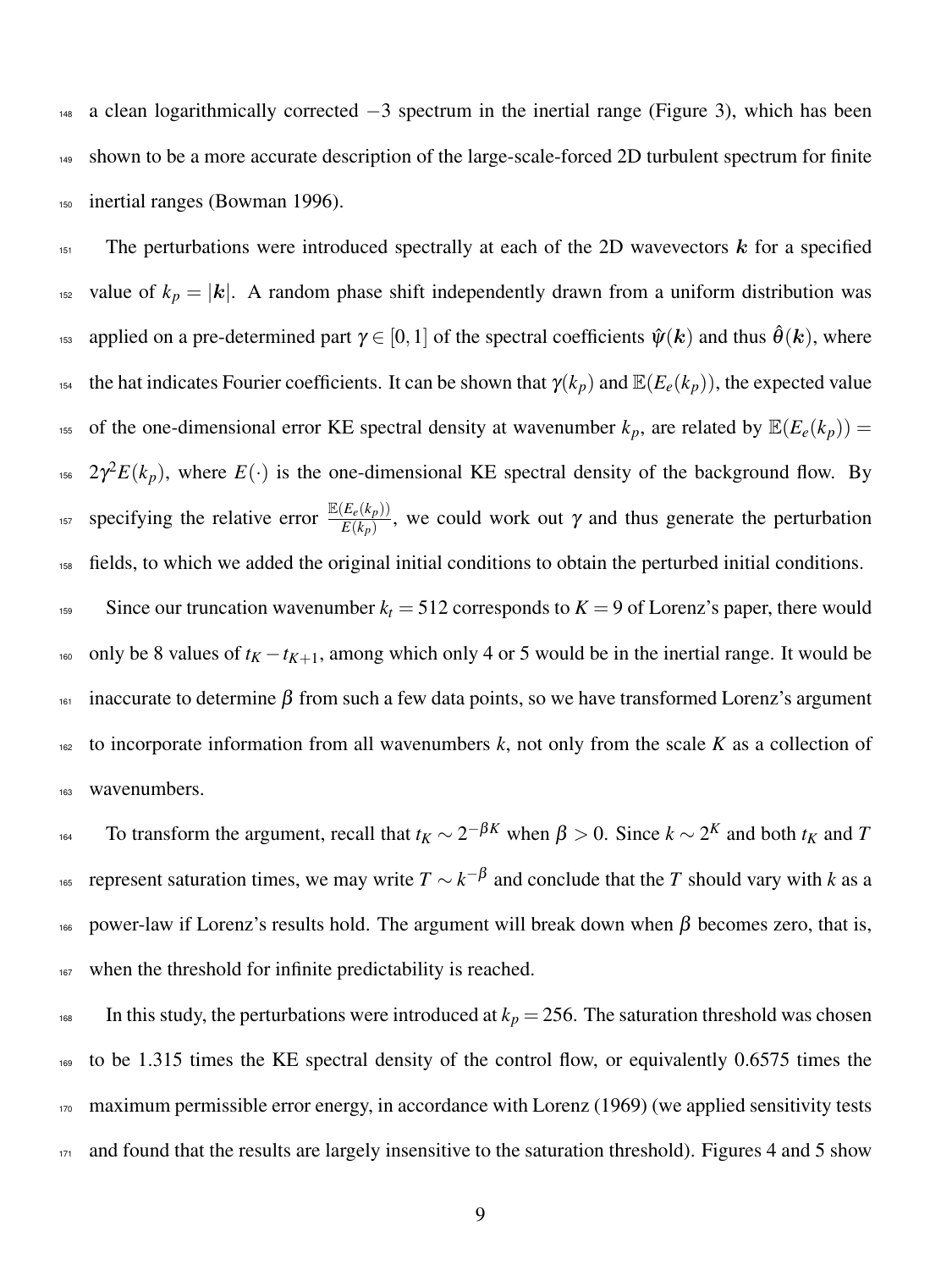a clean logarithmically corrected $-3$ spectrum in the inertial range (Figure 3), which has been shown to be a more accurate description of the large-scale-forced 2D turbulent spectrum for finite inertial ranges (Bowman 1996).

The perturbations were introduced spectrally at each of the 2D wavevectors $\boldsymbol{k}$ for a specified value of $k_p = |\boldsymbol{k}|$. A random phase shift independently drawn from a uniform distribution was applied on a pre-determined part $\gamma \in [0,1]$ of the spectral coefficients $\hat{\psi}(\boldsymbol{k})$ and thus $\hat{\theta}(\boldsymbol{k})$, where the hat indicates Fourier coefficients. It can be shown that $\gamma(k_p)$ and $\mathbb{E}(E_e(k_p))$, the expected value of the one-dimensional error KE spectral density at wavenumber $k_p$, are related by $\mathbb{E}(E_e(k_p)) = 2\gamma^2 E(k_p)$, where $E(\cdot)$ is the one-dimensional KE spectral density of the background flow. By specifying the relative error $\frac{\mathbb{E}(E_e(k_p))}{E(k_p)}$, we could work out $\gamma$ and thus generate the perturbation fields, to which we added the original initial conditions to obtain the perturbed initial conditions.

Since our truncation wavenumber $k_t = 512$ corresponds to $K = 9$ of Lorenz's paper, there would only be 8 values of $t_K - t_{K+1}$, among which only 4 or 5 would be in the inertial range. It would be inaccurate to determine $\beta$ from such a few data points, so we have transformed Lorenz's argument to incorporate information from all wavenumbers $k$, not only from the scale $K$ as a collection of wavenumbers.

To transform the argument, recall that $t_K \sim 2^{-\beta K}$ when $\beta > 0$. Since $k \sim 2^K$ and both $t_K$ and $T$ represent saturation times, we may write $T \sim k^{-\beta}$ and conclude that the $T$ should vary with $k$ as a power-law if Lorenz's results hold. The argument will break down when $\beta$ becomes zero, that is, when the threshold for infinite predictability is reached.

In this study, the perturbations were introduced at $k_p = 256$. The saturation threshold was chosen to be 1.315 times the KE spectral density of the control flow, or equivalently 0.6575 times the maximum permissible error energy, in accordance with Lorenz (1969) (we applied sensitivity tests and found that the results are largely insensitive to the saturation threshold). Figures 4 and 5 show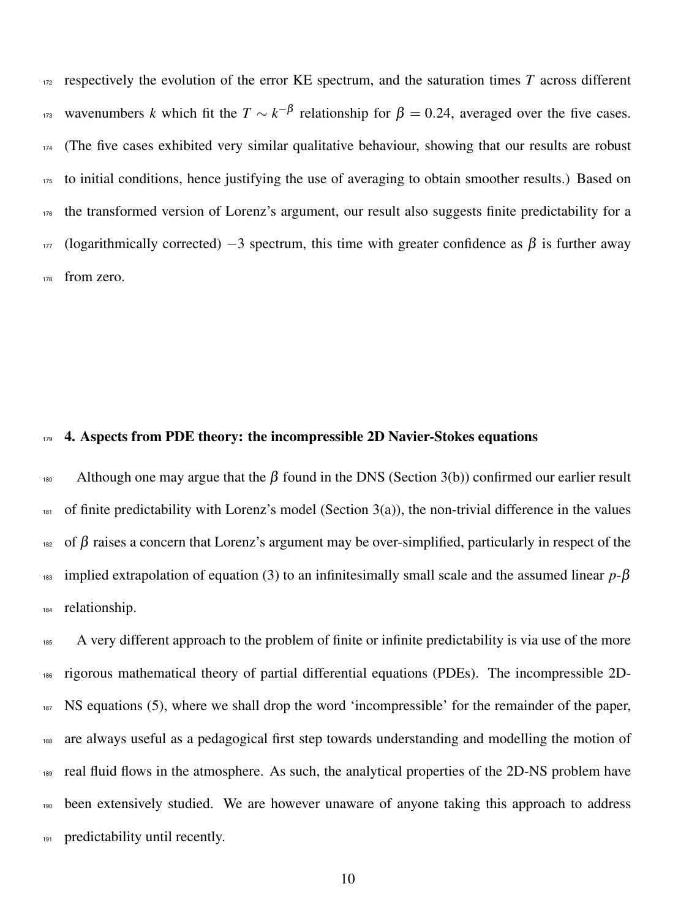respectively the evolution of the error KE spectrum, and the saturation times $T$ across different wavenumbers $k$ which fit the $T \sim k^{-\beta}$ relationship for $\beta = 0.24$, averaged over the five cases. (The five cases exhibited very similar qualitative behaviour, showing that our results are robust to initial conditions, hence justifying the use of averaging to obtain smoother results.) Based on the transformed version of Lorenz's argument, our result also suggests finite predictability for a (logarithmically corrected) $-3$ spectrum, this time with greater confidence as $\beta$ is further away from zero.

## 4. Aspects from PDE theory: the incompressible 2D Navier-Stokes equations

Although one may argue that the $\beta$ found in the DNS (Section 3(b)) confirmed our earlier result of finite predictability with Lorenz's model (Section 3(a)), the non-trivial difference in the values of $\beta$ raises a concern that Lorenz's argument may be over-simplified, particularly in respect of the implied extrapolation of equation (3) to an infinitesimally small scale and the assumed linear $p$-$\beta$ relationship.

A very different approach to the problem of finite or infinite predictability is via use of the more rigorous mathematical theory of partial differential equations (PDEs). The incompressible 2D-NS equations (5), where we shall drop the word 'incompressible' for the remainder of the paper, are always useful as a pedagogical first step towards understanding and modelling the motion of real fluid flows in the atmosphere. As such, the analytical properties of the 2D-NS problem have been extensively studied. We are however unaware of anyone taking this approach to address predictability until recently.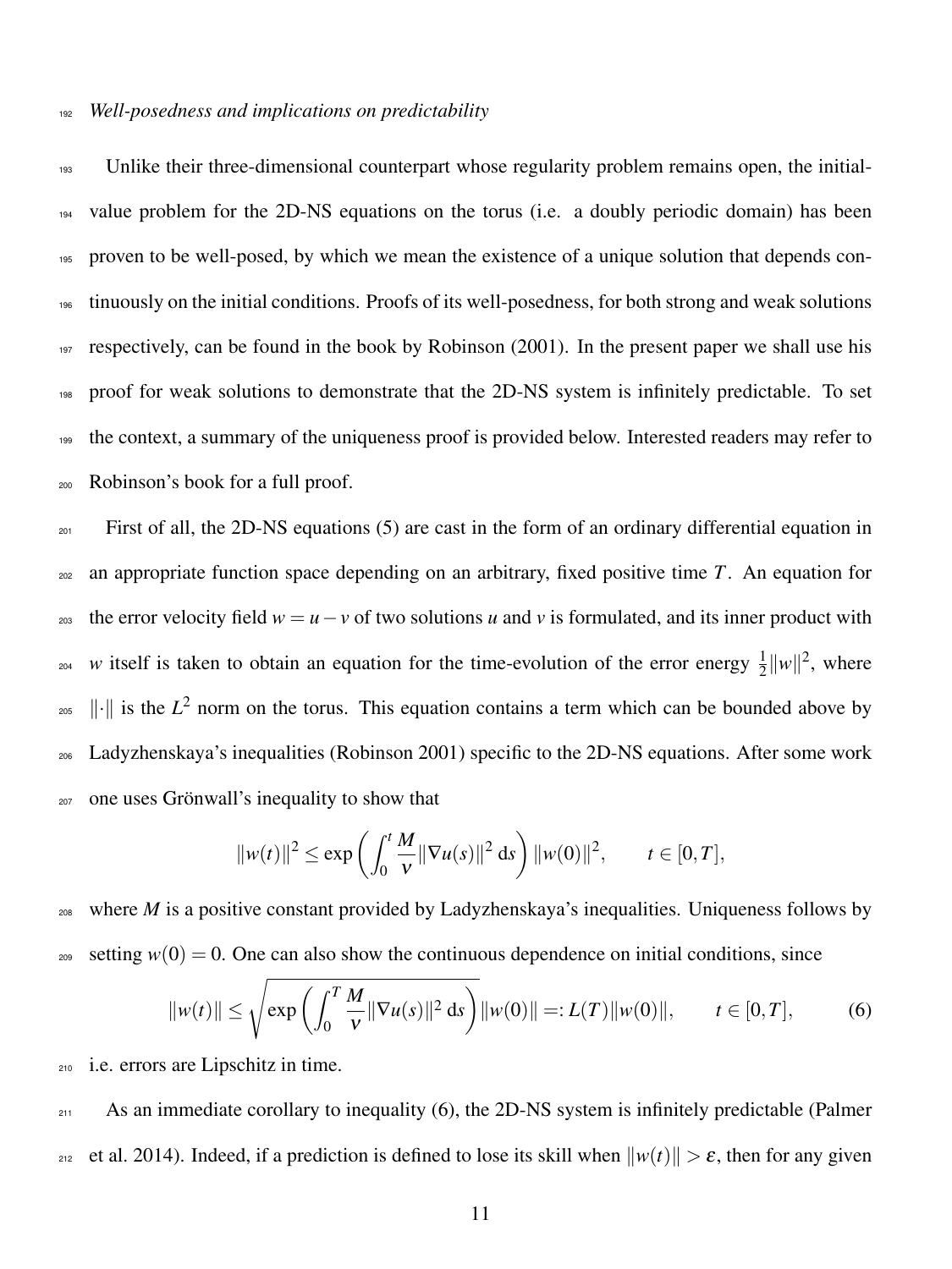*Well-posedness and implications on predictability*

Unlike their three-dimensional counterpart whose regularity problem remains open, the initial-value problem for the 2D-NS equations on the torus (i.e. a doubly periodic domain) has been proven to be well-posed, by which we mean the existence of a unique solution that depends continuously on the initial conditions. Proofs of its well-posedness, for both strong and weak solutions respectively, can be found in the book by Robinson (2001). In the present paper we shall use his proof for weak solutions to demonstrate that the 2D-NS system is infinitely predictable. To set the context, a summary of the uniqueness proof is provided below. Interested readers may refer to Robinson's book for a full proof.

First of all, the 2D-NS equations (5) are cast in the form of an ordinary differential equation in an appropriate function space depending on an arbitrary, fixed positive time $T$. An equation for the error velocity field $w = u - v$ of two solutions $u$ and $v$ is formulated, and its inner product with $w$ itself is taken to obtain an equation for the time-evolution of the error energy $\frac{1}{2}\|w\|^2$, where $\|\cdot\|$ is the $L^2$ norm on the torus. This equation contains a term which can be bounded above by Ladyzhenskaya's inequalities (Robinson 2001) specific to the 2D-NS equations. After some work one uses Grönwall's inequality to show that

$$\|w(t)\|^2 \leq \exp\left(\int_0^t \frac{M}{\nu}\|\nabla u(s)\|^2 \, \mathrm{d}s\right)\|w(0)\|^2, \qquad t \in [0,T],$$

where $M$ is a positive constant provided by Ladyzhenskaya's inequalities. Uniqueness follows by setting $w(0) = 0$. One can also show the continuous dependence on initial conditions, since

$$\|w(t)\| \leq \sqrt{\exp\left(\int_0^T \frac{M}{\nu}\|\nabla u(s)\|^2 \, \mathrm{d}s\right)}\|w(0)\| =: L(T)\|w(0)\|, \qquad t \in [0,T], \tag{6}$$

i.e. errors are Lipschitz in time.

As an immediate corollary to inequality (6), the 2D-NS system is infinitely predictable (Palmer et al. 2014). Indeed, if a prediction is defined to lose its skill when $\|w(t)\| > \varepsilon$, then for any given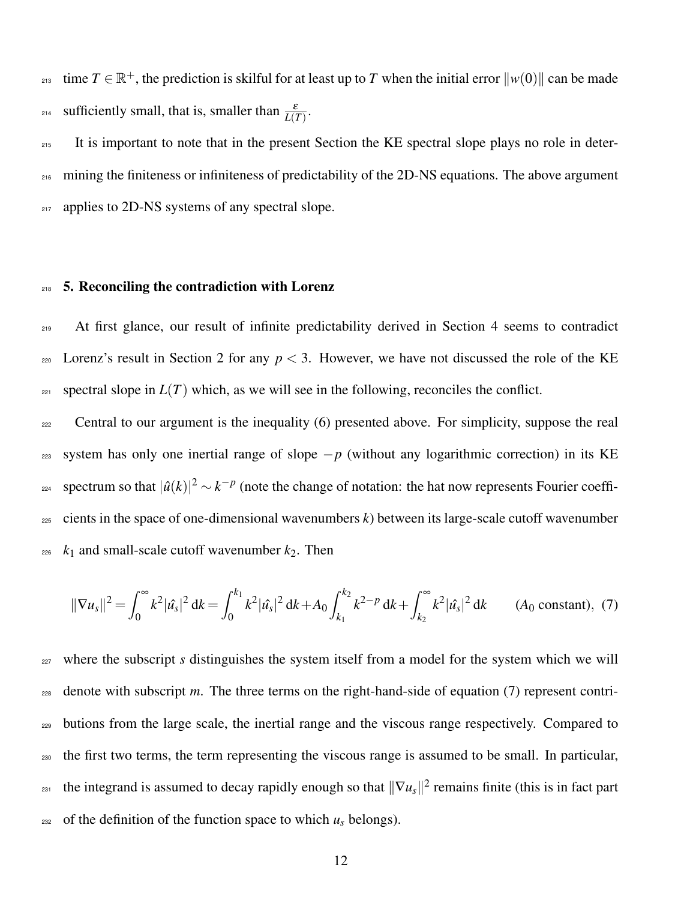time $T \in \mathbb{R}^+$, the prediction is skilful for at least up to $T$ when the initial error $\|w(0)\|$ can be made sufficiently small, that is, smaller than $\frac{\varepsilon}{L(T)}$.

It is important to note that in the present Section the KE spectral slope plays no role in determining the finiteness or infiniteness of predictability of the 2D-NS equations. The above argument applies to 2D-NS systems of any spectral slope.

## 5. Reconciling the contradiction with Lorenz

At first glance, our result of infinite predictability derived in Section 4 seems to contradict Lorenz's result in Section 2 for any $p < 3$. However, we have not discussed the role of the KE spectral slope in $L(T)$ which, as we will see in the following, reconciles the conflict.

Central to our argument is the inequality (6) presented above. For simplicity, suppose the real system has only one inertial range of slope $-p$ (without any logarithmic correction) in its KE spectrum so that $|\hat{u}(k)|^2 \sim k^{-p}$ (note the change of notation: the hat now represents Fourier coefficients in the space of one-dimensional wavenumbers $k$) between its large-scale cutoff wavenumber $k_1$ and small-scale cutoff wavenumber $k_2$. Then

$$\|\nabla u_s\|^2 = \int_0^{\infty} k^2 |\hat{u_s}|^2 \, \mathrm{d}k = \int_0^{k_1} k^2 |\hat{u_s}|^2 \, \mathrm{d}k + A_0 \int_{k_1}^{k_2} k^{2-p} \, \mathrm{d}k + \int_{k_2}^{\infty} k^2 |\hat{u_s}|^2 \, \mathrm{d}k \qquad (A_0 \text{ constant}), \quad (7)$$

where the subscript $s$ distinguishes the system itself from a model for the system which we will denote with subscript $m$. The three terms on the right-hand-side of equation (7) represent contributions from the large scale, the inertial range and the viscous range respectively. Compared to the first two terms, the term representing the viscous range is assumed to be small. In particular, the integrand is assumed to decay rapidly enough so that $\|\nabla u_s\|^2$ remains finite (this is in fact part of the definition of the function space to which $u_s$ belongs).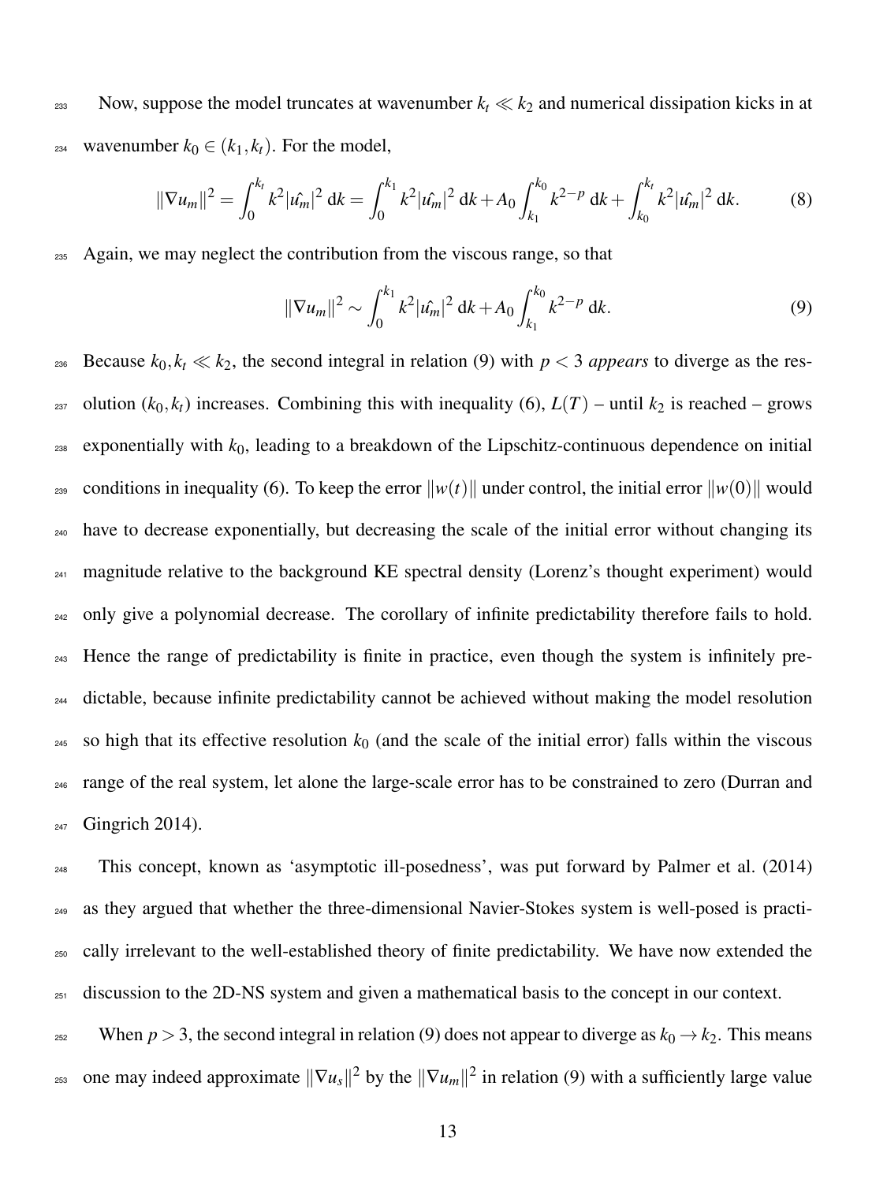Now, suppose the model truncates at wavenumber $k_t \ll k_2$ and numerical dissipation kicks in at wavenumber $k_0 \in (k_1, k_t)$. For the model,

$$\|\nabla u_m\|^2 = \int_0^{k_t} k^2 |\hat{u_m}|^2 \, \mathrm{d}k = \int_0^{k_1} k^2 |\hat{u_m}|^2 \, \mathrm{d}k + A_0 \int_{k_1}^{k_0} k^{2-p} \, \mathrm{d}k + \int_{k_0}^{k_t} k^2 |\hat{u_m}|^2 \, \mathrm{d}k. \tag{8}$$

Again, we may neglect the contribution from the viscous range, so that

$$\|\nabla u_m\|^2 \sim \int_0^{k_1} k^2 |\hat{u_m}|^2 \, \mathrm{d}k + A_0 \int_{k_1}^{k_0} k^{2-p} \, \mathrm{d}k. \tag{9}$$

Because $k_0, k_t \ll k_2$, the second integral in relation (9) with $p < 3$ *appears* to diverge as the resolution $(k_0, k_t)$ increases. Combining this with inequality (6), $L(T)$ – until $k_2$ is reached – grows exponentially with $k_0$, leading to a breakdown of the Lipschitz-continuous dependence on initial conditions in inequality (6). To keep the error $\|w(t)\|$ under control, the initial error $\|w(0)\|$ would have to decrease exponentially, but decreasing the scale of the initial error without changing its magnitude relative to the background KE spectral density (Lorenz's thought experiment) would only give a polynomial decrease. The corollary of infinite predictability therefore fails to hold. Hence the range of predictability is finite in practice, even though the system is infinitely predictable, because infinite predictability cannot be achieved without making the model resolution so high that its effective resolution $k_0$ (and the scale of the initial error) falls within the viscous range of the real system, let alone the large-scale error has to be constrained to zero (Durran and Gingrich 2014).

This concept, known as 'asymptotic ill-posedness', was put forward by Palmer et al. (2014) as they argued that whether the three-dimensional Navier-Stokes system is well-posed is practically irrelevant to the well-established theory of finite predictability. We have now extended the discussion to the 2D-NS system and given a mathematical basis to the concept in our context.

When $p > 3$, the second integral in relation (9) does not appear to diverge as $k_0 \to k_2$. This means one may indeed approximate $\|\nabla u_s\|^2$ by the $\|\nabla u_m\|^2$ in relation (9) with a sufficiently large value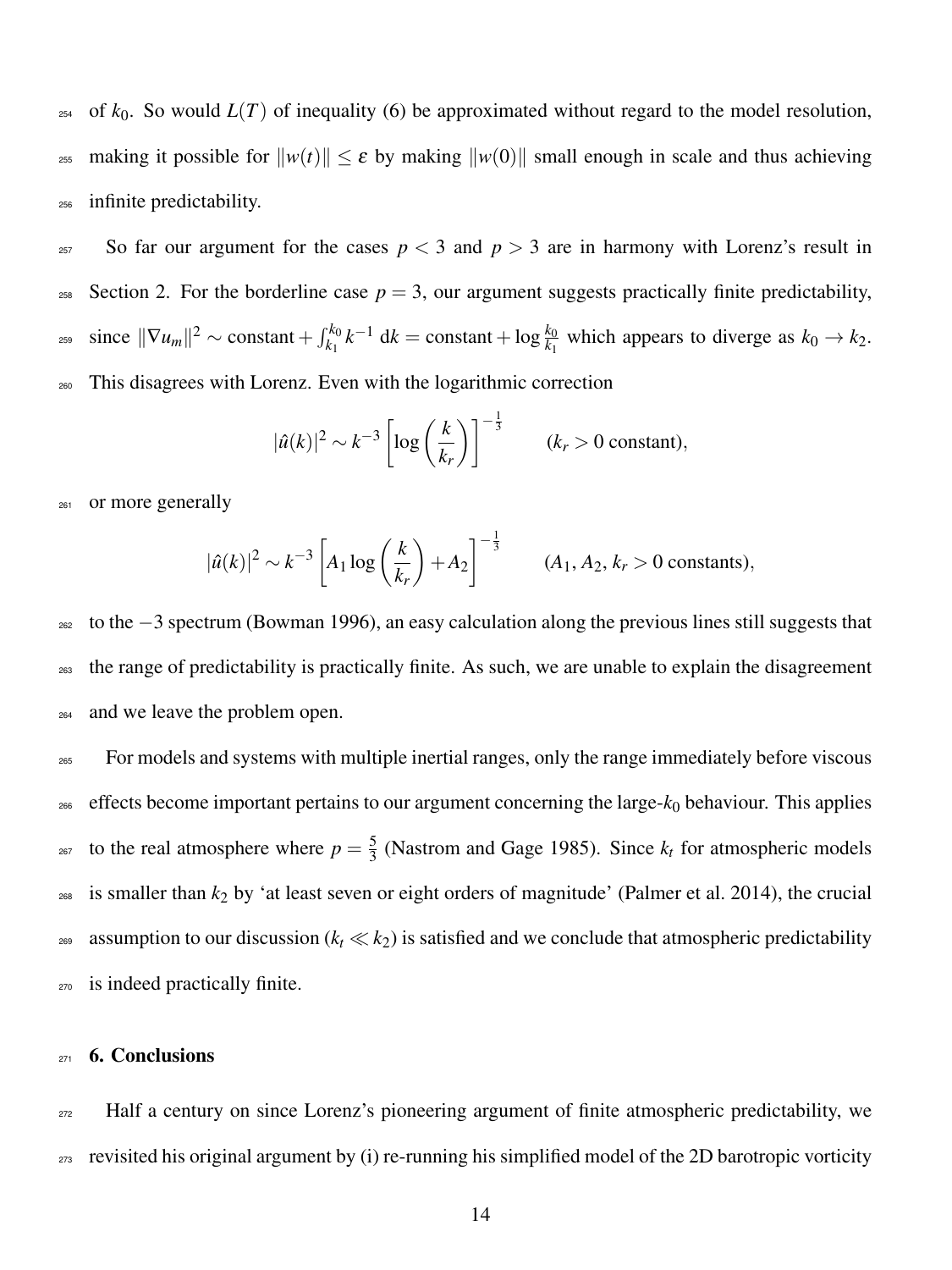of $k_0$. So would $L(T)$ of inequality (6) be approximated without regard to the model resolution, making it possible for $\|w(t)\| \leq \varepsilon$ by making $\|w(0)\|$ small enough in scale and thus achieving infinite predictability.

So far our argument for the cases $p < 3$ and $p > 3$ are in harmony with Lorenz's result in Section 2. For the borderline case $p = 3$, our argument suggests practically finite predictability, since $\|\nabla u_m\|^2 \sim \text{constant} + \int_{k_1}^{k_0} k^{-1}\,\mathrm{d}k = \text{constant} + \log \frac{k_0}{k_1}$ which appears to diverge as $k_0 \to k_2$. This disagrees with Lorenz. Even with the logarithmic correction

$$|\hat{u}(k)|^2 \sim k^{-3} \left[\log\left(\frac{k}{k_r}\right)\right]^{-\frac{1}{3}} \qquad (k_r > 0 \text{ constant}),$$

or more generally

$$|\hat{u}(k)|^2 \sim k^{-3} \left[A_1 \log\left(\frac{k}{k_r}\right) + A_2\right]^{-\frac{1}{3}} \qquad (A_1, A_2, k_r > 0 \text{ constants}),$$

to the $-3$ spectrum (Bowman 1996), an easy calculation along the previous lines still suggests that the range of predictability is practically finite. As such, we are unable to explain the disagreement and we leave the problem open.

For models and systems with multiple inertial ranges, only the range immediately before viscous effects become important pertains to our argument concerning the large-$k_0$ behaviour. This applies to the real atmosphere where $p = \frac{5}{3}$ (Nastrom and Gage 1985). Since $k_t$ for atmospheric models is smaller than $k_2$ by 'at least seven or eight orders of magnitude' (Palmer et al. 2014), the crucial assumption to our discussion ($k_t \ll k_2$) is satisfied and we conclude that atmospheric predictability is indeed practically finite.

## 6. Conclusions

Half a century on since Lorenz's pioneering argument of finite atmospheric predictability, we revisited his original argument by (i) re-running his simplified model of the 2D barotropic vorticity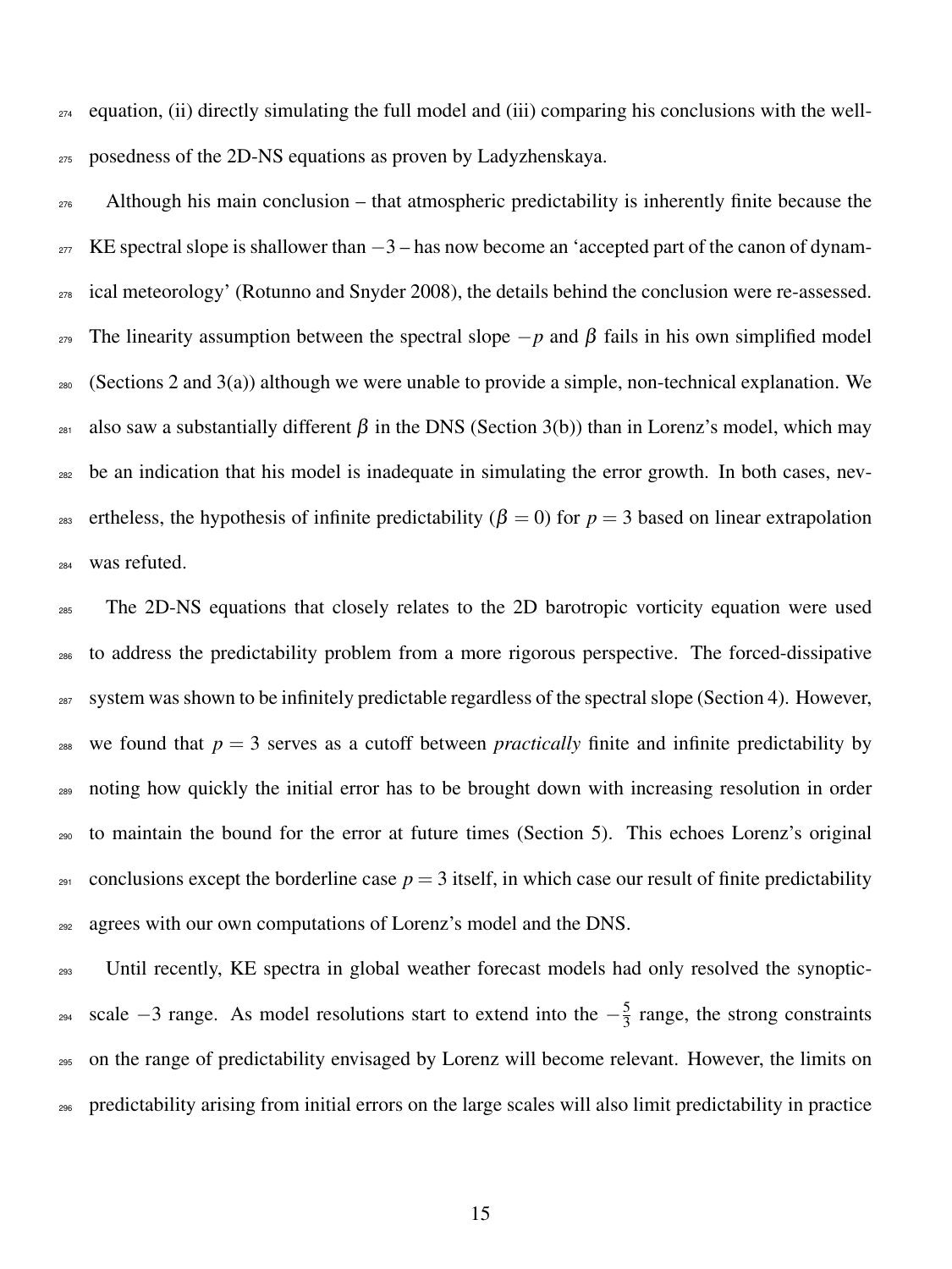equation, (ii) directly simulating the full model and (iii) comparing his conclusions with the well-posedness of the 2D-NS equations as proven by Ladyzhenskaya.

Although his main conclusion – that atmospheric predictability is inherently finite because the KE spectral slope is shallower than $-3$ – has now become an 'accepted part of the canon of dynamical meteorology' (Rotunno and Snyder 2008), the details behind the conclusion were re-assessed. The linearity assumption between the spectral slope $-p$ and $\beta$ fails in his own simplified model (Sections 2 and 3(a)) although we were unable to provide a simple, non-technical explanation. We also saw a substantially different $\beta$ in the DNS (Section 3(b)) than in Lorenz's model, which may be an indication that his model is inadequate in simulating the error growth. In both cases, nevertheless, the hypothesis of infinite predictability ($\beta = 0$) for $p = 3$ based on linear extrapolation was refuted.

The 2D-NS equations that closely relates to the 2D barotropic vorticity equation were used to address the predictability problem from a more rigorous perspective. The forced-dissipative system was shown to be infinitely predictable regardless of the spectral slope (Section 4). However, we found that $p = 3$ serves as a cutoff between *practically* finite and infinite predictability by noting how quickly the initial error has to be brought down with increasing resolution in order to maintain the bound for the error at future times (Section 5). This echoes Lorenz's original conclusions except the borderline case $p = 3$ itself, in which case our result of finite predictability agrees with our own computations of Lorenz's model and the DNS.

Until recently, KE spectra in global weather forecast models had only resolved the synoptic-scale $-3$ range. As model resolutions start to extend into the $-\frac{5}{3}$ range, the strong constraints on the range of predictability envisaged by Lorenz will become relevant. However, the limits on predictability arising from initial errors on the large scales will also limit predictability in practice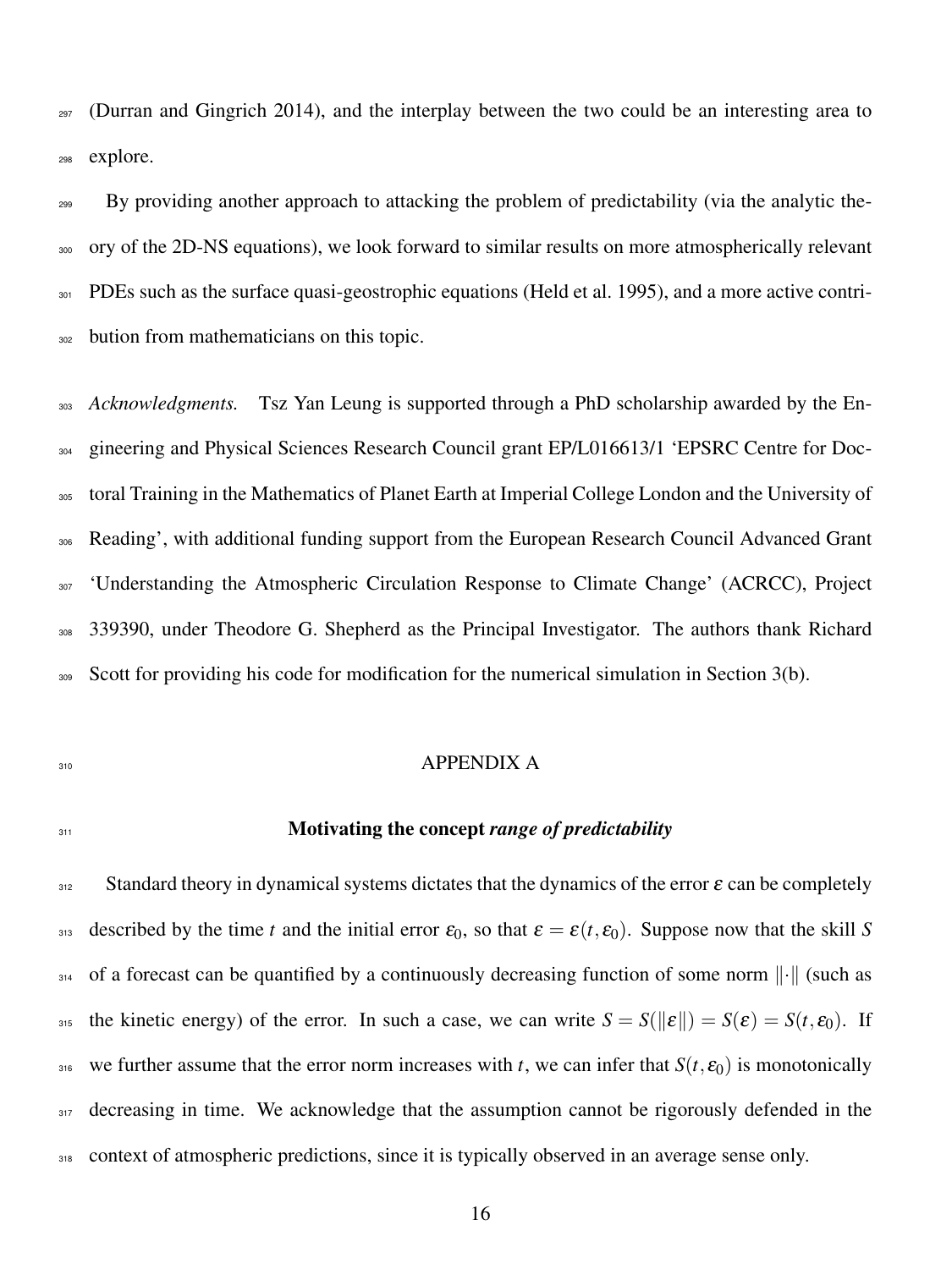(Durran and Gingrich 2014), and the interplay between the two could be an interesting area to explore.

By providing another approach to attacking the problem of predictability (via the analytic theory of the 2D-NS equations), we look forward to similar results on more atmospherically relevant PDEs such as the surface quasi-geostrophic equations (Held et al. 1995), and a more active contribution from mathematicians on this topic.

*Acknowledgments.* Tsz Yan Leung is supported through a PhD scholarship awarded by the Engineering and Physical Sciences Research Council grant EP/L016613/1 'EPSRC Centre for Doctoral Training in the Mathematics of Planet Earth at Imperial College London and the University of Reading', with additional funding support from the European Research Council Advanced Grant 'Understanding the Atmospheric Circulation Response to Climate Change' (ACRCC), Project 339390, under Theodore G. Shepherd as the Principal Investigator. The authors thank Richard Scott for providing his code for modification for the numerical simulation in Section 3(b).

## APPENDIX A

### Motivating the concept *range of predictability*

Standard theory in dynamical systems dictates that the dynamics of the error $\varepsilon$ can be completely described by the time $t$ and the initial error $\varepsilon_0$, so that $\varepsilon = \varepsilon(t, \varepsilon_0)$. Suppose now that the skill $S$ of a forecast can be quantified by a continuously decreasing function of some norm $\|\cdot\|$ (such as the kinetic energy) of the error. In such a case, we can write $S = S(\|\varepsilon\|) = S(\varepsilon) = S(t, \varepsilon_0)$. If we further assume that the error norm increases with $t$, we can infer that $S(t, \varepsilon_0)$ is monotonically decreasing in time. We acknowledge that the assumption cannot be rigorously defended in the context of atmospheric predictions, since it is typically observed in an average sense only.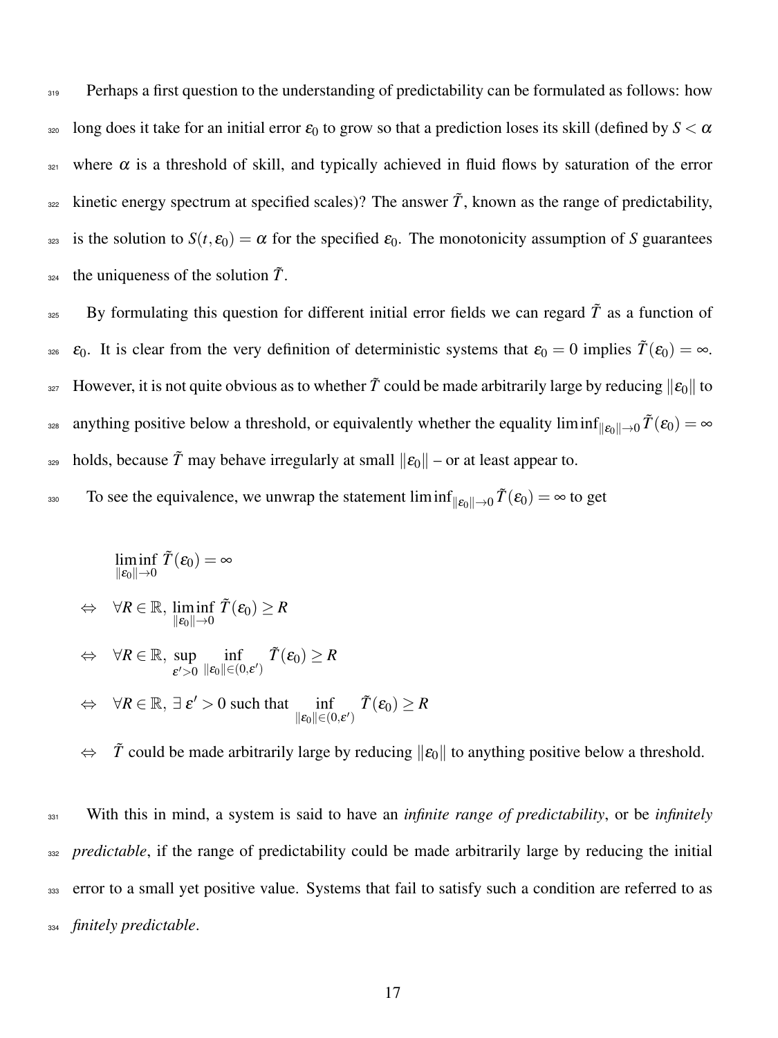Perhaps a first question to the understanding of predictability can be formulated as follows: how long does it take for an initial error $\varepsilon_0$ to grow so that a prediction loses its skill (defined by $S < \alpha$ where $\alpha$ is a threshold of skill, and typically achieved in fluid flows by saturation of the error kinetic energy spectrum at specified scales)? The answer $\tilde{T}$, known as the range of predictability, is the solution to $S(t, \varepsilon_0) = \alpha$ for the specified $\varepsilon_0$. The monotonicity assumption of $S$ guarantees the uniqueness of the solution $\tilde{T}$.

By formulating this question for different initial error fields we can regard $\tilde{T}$ as a function of $\varepsilon_0$. It is clear from the very definition of deterministic systems that $\varepsilon_0 = 0$ implies $\tilde{T}(\varepsilon_0) = \infty$. However, it is not quite obvious as to whether $\tilde{T}$ could be made arbitrarily large by reducing $\|\varepsilon_0\|$ to anything positive below a threshold, or equivalently whether the equality $\liminf_{\|\varepsilon_0\| \to 0} \tilde{T}(\varepsilon_0) = \infty$ holds, because $\tilde{T}$ may behave irregularly at small $\|\varepsilon_0\|$ – or at least appear to.

To see the equivalence, we unwrap the statement $\liminf_{\|\varepsilon_0\| \to 0} \tilde{T}(\varepsilon_0) = \infty$ to get

$$
\begin{aligned}
& \liminf_{\|\varepsilon_0\| \to 0} \tilde{T}(\varepsilon_0) = \infty \\
\Leftrightarrow \quad & \forall R \in \mathbb{R}, \ \liminf_{\|\varepsilon_0\| \to 0} \tilde{T}(\varepsilon_0) \geq R \\
\Leftrightarrow \quad & \forall R \in \mathbb{R}, \ \sup_{\varepsilon' > 0} \ \inf_{\|\varepsilon_0\| \in (0, \varepsilon')} \tilde{T}(\varepsilon_0) \geq R \\
\Leftrightarrow \quad & \forall R \in \mathbb{R}, \ \exists\, \varepsilon' > 0 \text{ such that } \inf_{\|\varepsilon_0\| \in (0, \varepsilon')} \tilde{T}(\varepsilon_0) \geq R \\
\Leftrightarrow \quad & \tilde{T} \text{ could be made arbitrarily large by reducing } \|\varepsilon_0\| \text{ to anything positive below a threshold.}
\end{aligned}
$$

With this in mind, a system is said to have an *infinite range of predictability*, or be *infinitely predictable*, if the range of predictability could be made arbitrarily large by reducing the initial error to a small yet positive value. Systems that fail to satisfy such a condition are referred to as *finitely predictable*.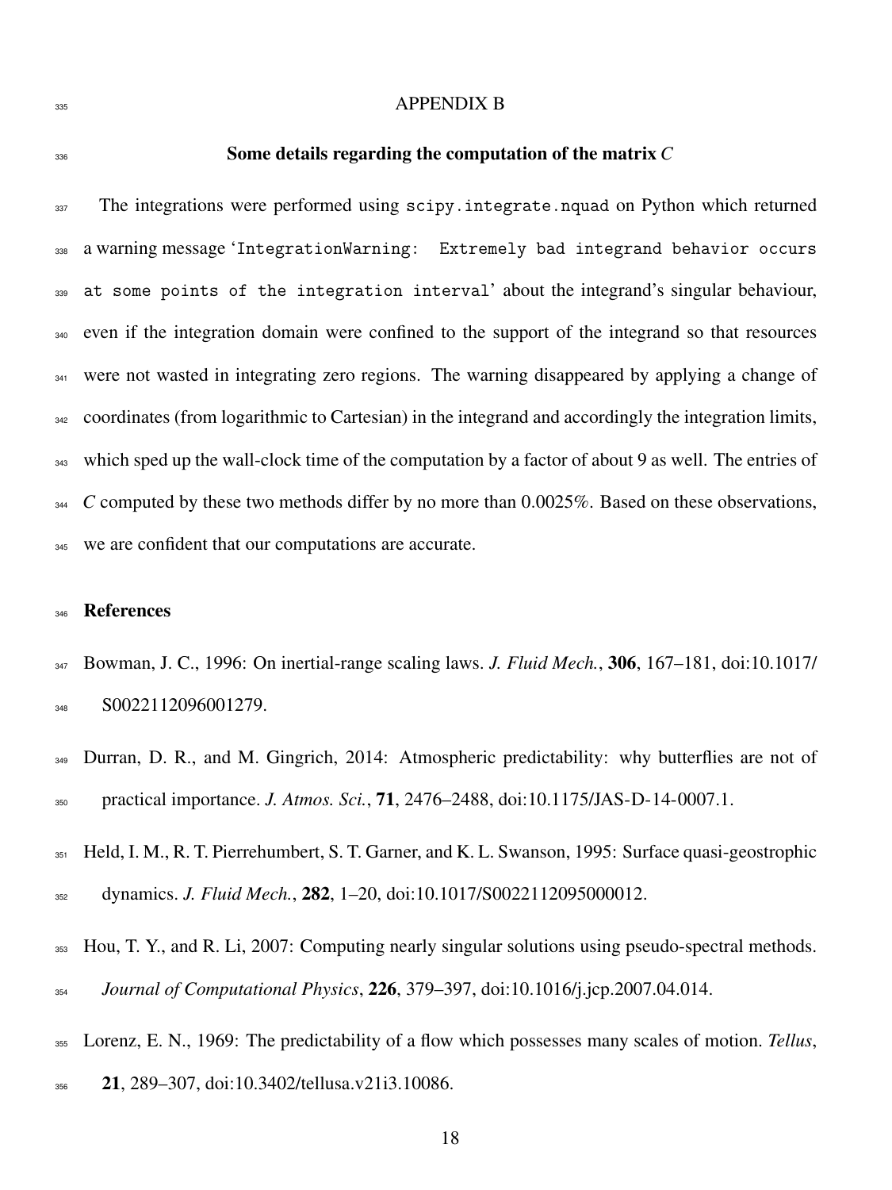# APPENDIX B

## Some details regarding the computation of the matrix $C$

The integrations were performed using `scipy.integrate.nquad` on Python which returned a warning message '`IntegrationWarning: Extremely bad integrand behavior occurs at some points of the integration interval`' about the integrand's singular behaviour, even if the integration domain were confined to the support of the integrand so that resources were not wasted in integrating zero regions. The warning disappeared by applying a change of coordinates (from logarithmic to Cartesian) in the integrand and accordingly the integration limits, which sped up the wall-clock time of the computation by a factor of about 9 as well. The entries of $C$ computed by these two methods differ by no more than 0.0025%. Based on these observations, we are confident that our computations are accurate.

## References

Bowman, J. C., 1996: On inertial-range scaling laws. *J. Fluid Mech.*, **306**, 167–181, doi:10.1017/S0022112096001279.

Durran, D. R., and M. Gingrich, 2014: Atmospheric predictability: why butterflies are not of practical importance. *J. Atmos. Sci.*, **71**, 2476–2488, doi:10.1175/JAS-D-14-0007.1.

Held, I. M., R. T. Pierrehumbert, S. T. Garner, and K. L. Swanson, 1995: Surface quasi-geostrophic dynamics. *J. Fluid Mech.*, **282**, 1–20, doi:10.1017/S0022112095000012.

Hou, T. Y., and R. Li, 2007: Computing nearly singular solutions using pseudo-spectral methods. *Journal of Computational Physics*, **226**, 379–397, doi:10.1016/j.jcp.2007.04.014.

Lorenz, E. N., 1969: The predictability of a flow which possesses many scales of motion. *Tellus*, **21**, 289–307, doi:10.3402/tellusa.v21i3.10086.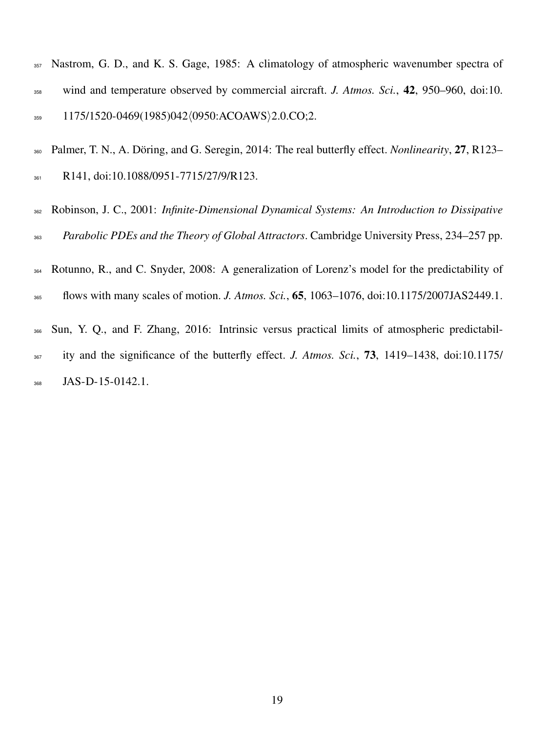Nastrom, G. D., and K. S. Gage, 1985: A climatology of atmospheric wavenumber spectra of wind and temperature observed by commercial aircraft. *J. Atmos. Sci.*, **42**, 950–960, doi:10.1175/1520-0469(1985)042⟨0950:ACOAWS⟩2.0.CO;2.

Palmer, T. N., A. Döring, and G. Seregin, 2014: The real butterfly effect. *Nonlinearity*, **27**, R123–R141, doi:10.1088/0951-7715/27/9/R123.

Robinson, J. C., 2001: *Infinite-Dimensional Dynamical Systems: An Introduction to Dissipative Parabolic PDEs and the Theory of Global Attractors*. Cambridge University Press, 234–257 pp.

Rotunno, R., and C. Snyder, 2008: A generalization of Lorenz's model for the predictability of flows with many scales of motion. *J. Atmos. Sci.*, **65**, 1063–1076, doi:10.1175/2007JAS2449.1.

Sun, Y. Q., and F. Zhang, 2016: Intrinsic versus practical limits of atmospheric predictability and the significance of the butterfly effect. *J. Atmos. Sci.*, **73**, 1419–1438, doi:10.1175/JAS-D-15-0142.1.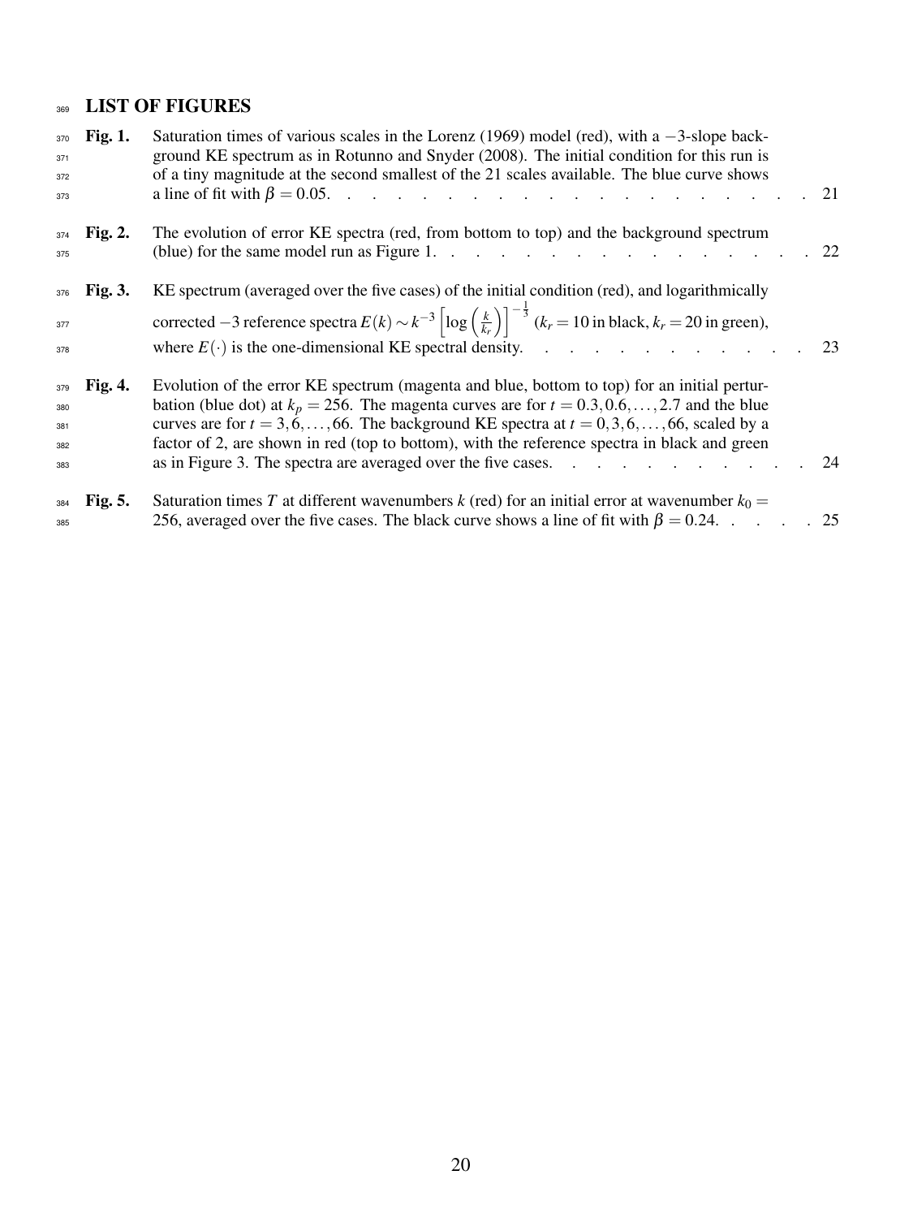# LIST OF FIGURES

**Fig. 1.** Saturation times of various scales in the Lorenz (1969) model (red), with a $-3$-slope background KE spectrum as in Rotunno and Snyder (2008). The initial condition for this run is of a tiny magnitude at the second smallest of the 21 scales available. The blue curve shows a line of fit with $\beta = 0.05$. . . . . . 21

**Fig. 2.** The evolution of error KE spectra (red, from bottom to top) and the background spectrum (blue) for the same model run as Figure 1. . . . . . 22

**Fig. 3.** KE spectrum (averaged over the five cases) of the initial condition (red), and logarithmically corrected $-3$ reference spectra $E(k) \sim k^{-3}\left[\log\left(\frac{k}{k_r}\right)\right]^{-\frac{1}{3}}$ ($k_r = 10$ in black, $k_r = 20$ in green), where $E(\cdot)$ is the one-dimensional KE spectral density. . . . . . 23

**Fig. 4.** Evolution of the error KE spectrum (magenta and blue, bottom to top) for an initial perturbation (blue dot) at $k_p = 256$. The magenta curves are for $t = 0.3, 0.6, \ldots, 2.7$ and the blue curves are for $t = 3, 6, \ldots, 66$. The background KE spectra at $t = 0, 3, 6, \ldots, 66$, scaled by a factor of 2, are shown in red (top to bottom), with the reference spectra in black and green as in Figure 3. The spectra are averaged over the five cases. . . . . . 24

**Fig. 5.** Saturation times $T$ at different wavenumbers $k$ (red) for an initial error at wavenumber $k_0 = 256$, averaged over the five cases. The black curve shows a line of fit with $\beta = 0.24$. . . . . . 25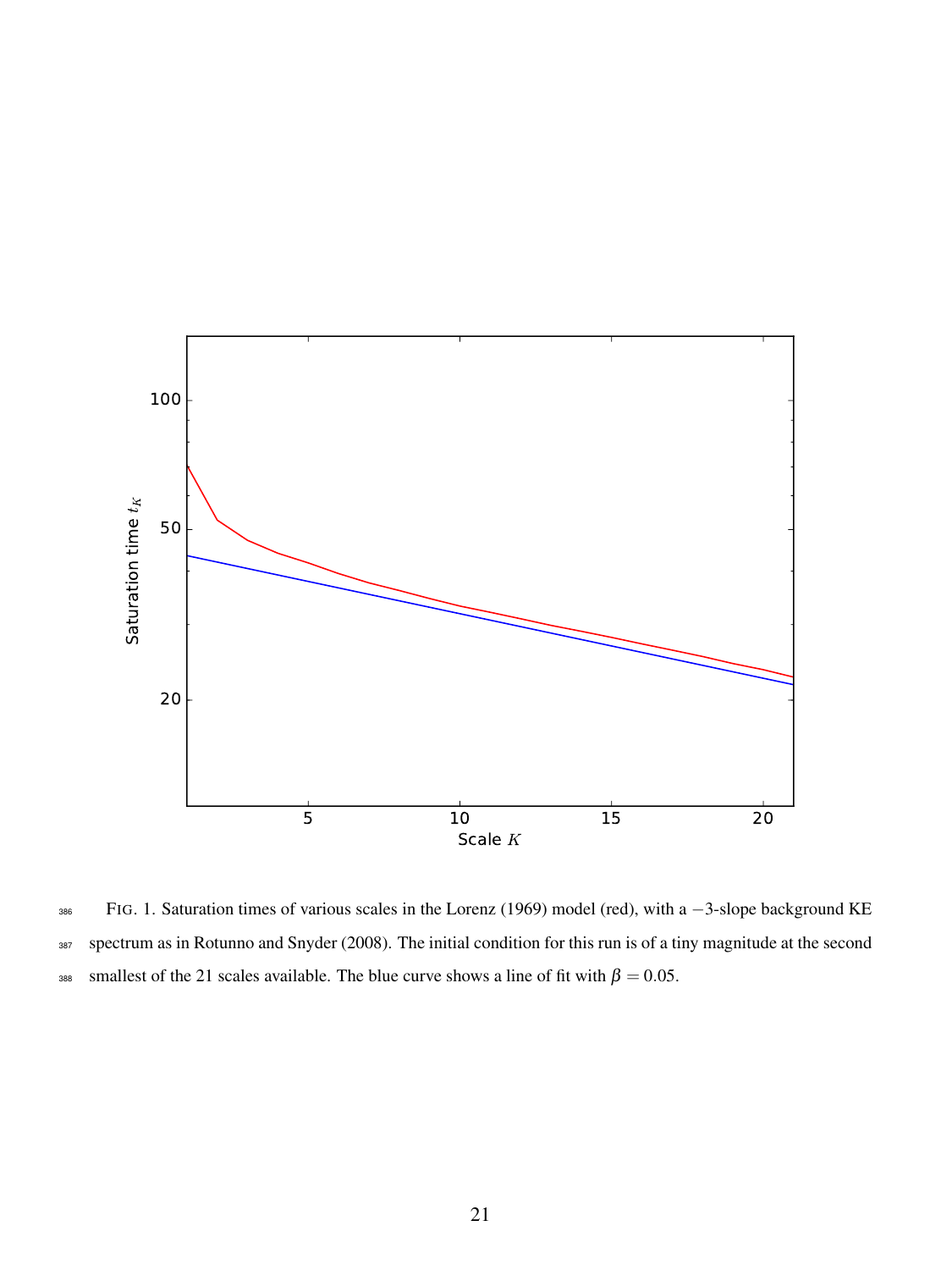FIG. 1. Saturation times of various scales in the Lorenz (1969) model (red), with a $-3$-slope background KE spectrum as in Rotunno and Snyder (2008). The initial condition for this run is of a tiny magnitude at the second smallest of the 21 scales available. The blue curve shows a line of fit with $\beta = 0.05$.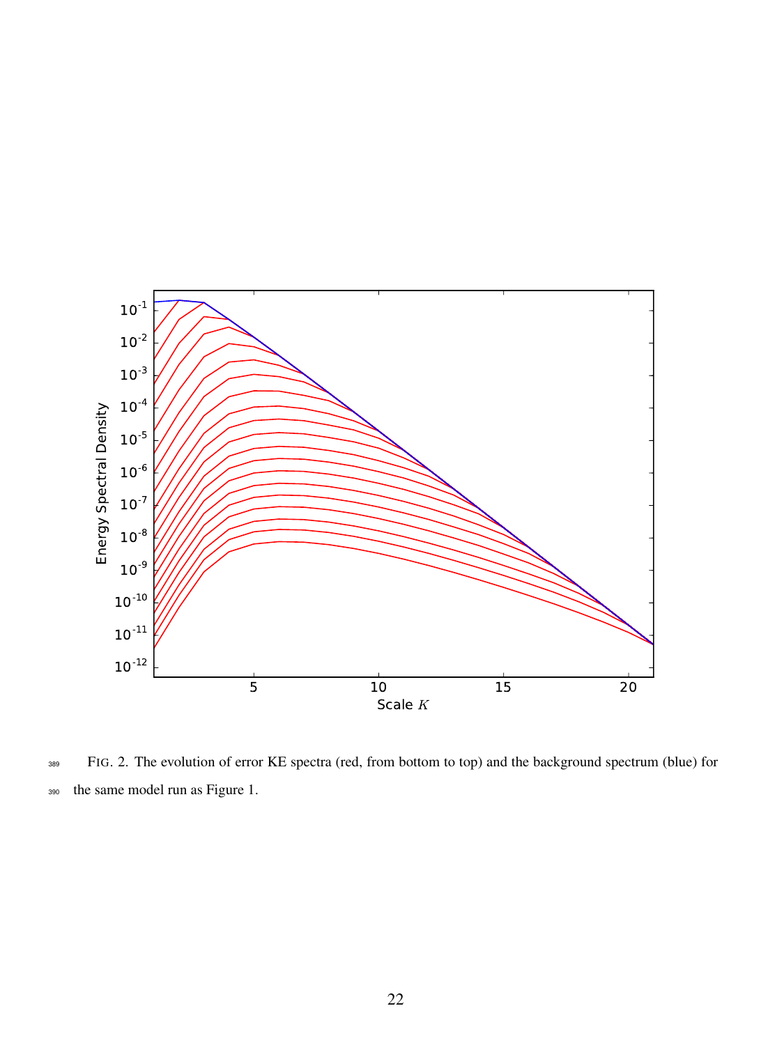FIG. 2. The evolution of error KE spectra (red, from bottom to top) and the background spectrum (blue) for the same model run as Figure 1.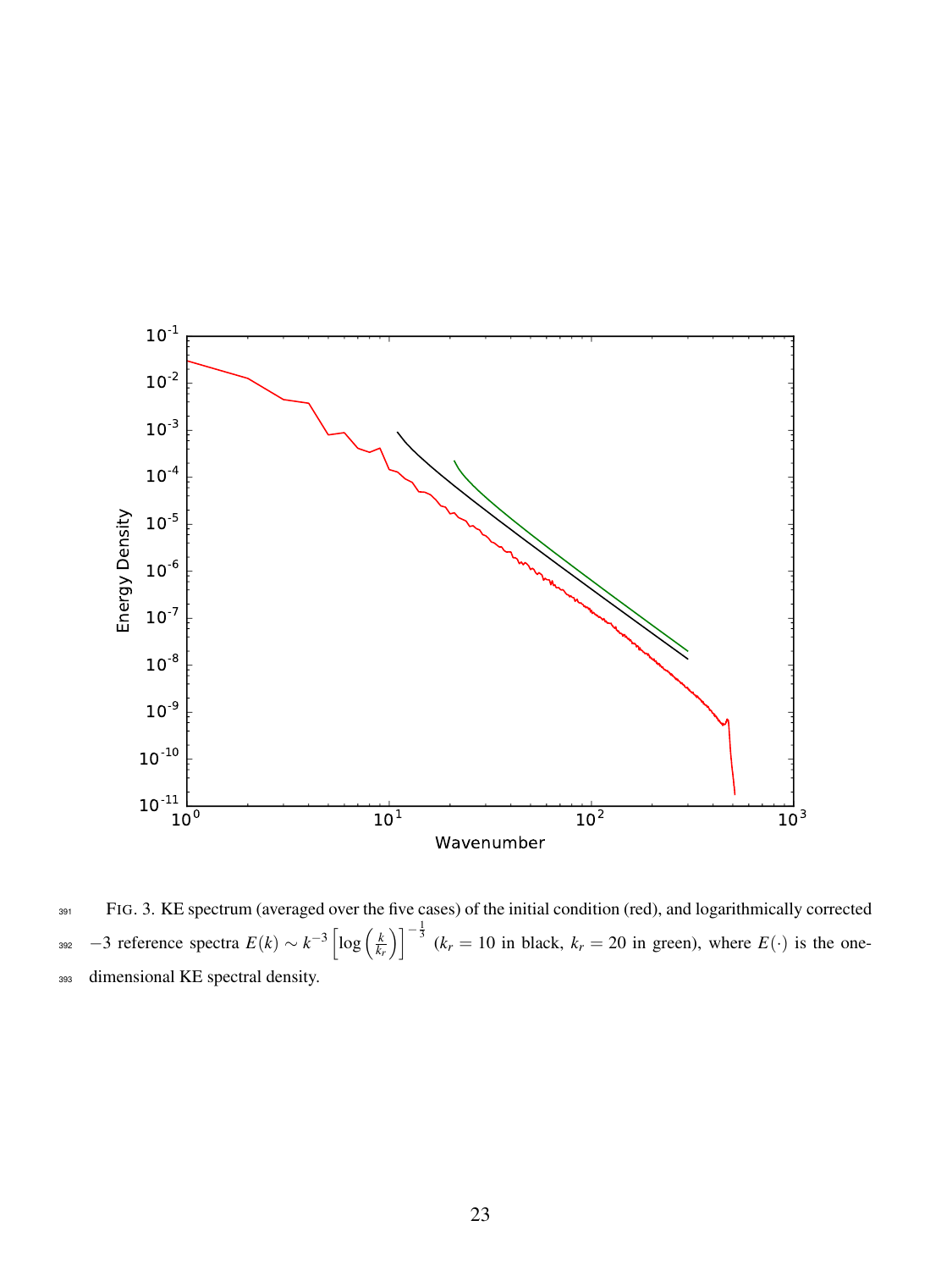FIG. 3. KE spectrum (averaged over the five cases) of the initial condition (red), and logarithmically corrected $-3$ reference spectra $E(k) \sim k^{-3}\left[\log\left(\frac{k}{k_r}\right)\right]^{-\frac{1}{3}}$ ($k_r = 10$ in black, $k_r = 20$ in green), where $E(\cdot)$ is the one-dimensional KE spectral density.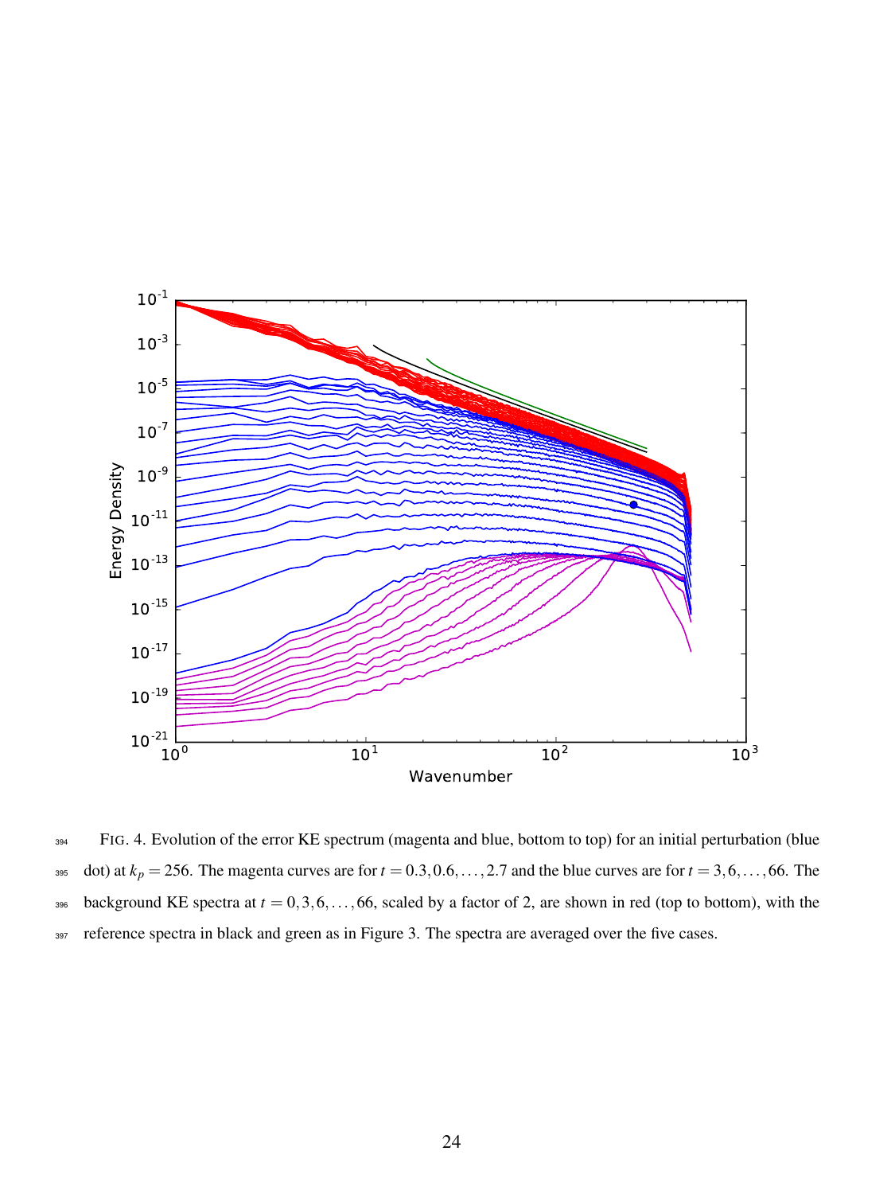FIG. 4. Evolution of the error KE spectrum (magenta and blue, bottom to top) for an initial perturbation (blue dot) at $k_p = 256$. The magenta curves are for $t = 0.3, 0.6, \ldots, 2.7$ and the blue curves are for $t = 3, 6, \ldots, 66$. The background KE spectra at $t = 0, 3, 6, \ldots, 66$, scaled by a factor of 2, are shown in red (top to bottom), with the reference spectra in black and green as in Figure 3. The spectra are averaged over the five cases.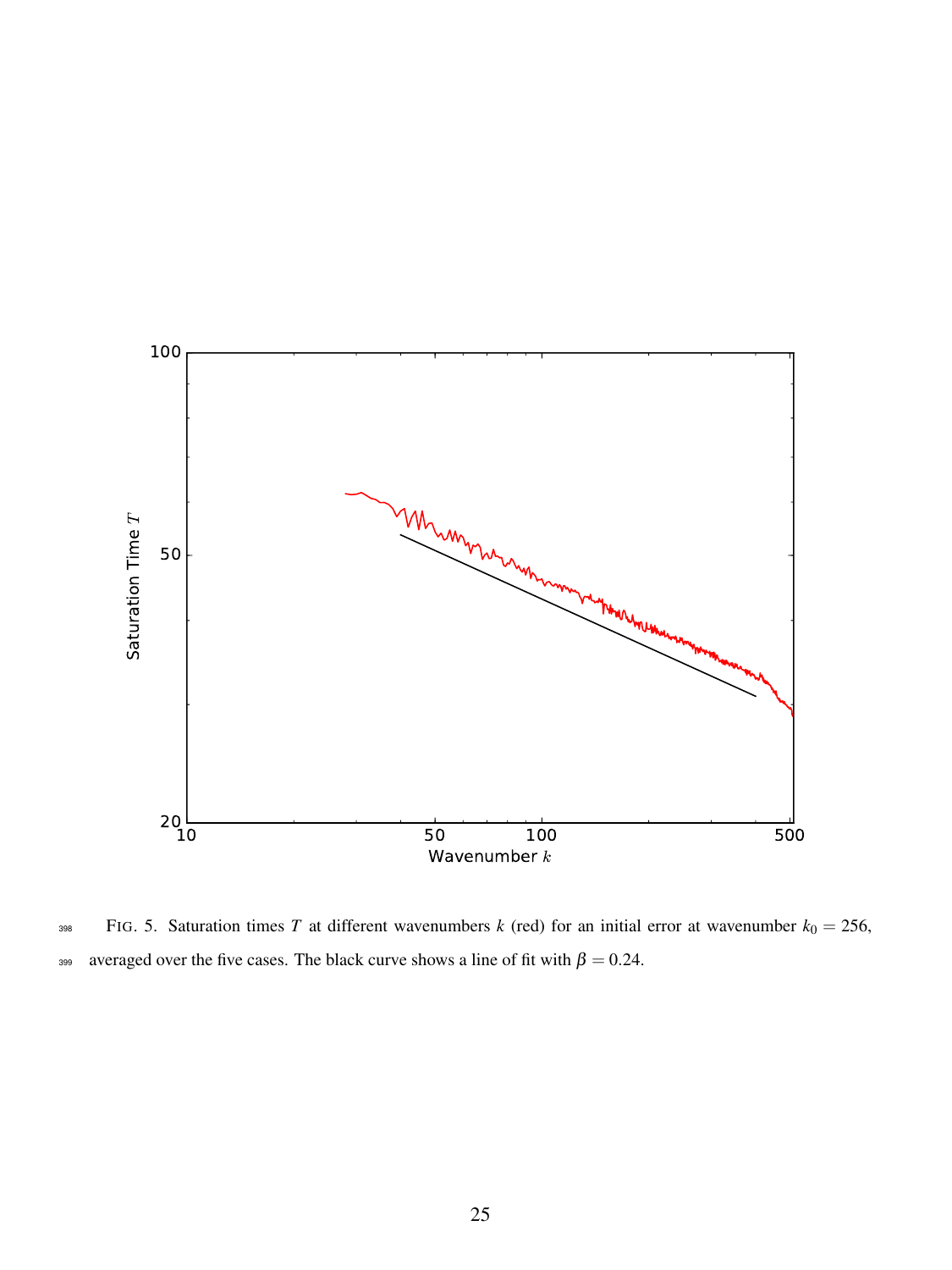100

50

20

10

50

100

500

Saturation Time $T$

Wavenumber $k$

FIG. 5. Saturation times $T$ at different wavenumbers $k$ (red) for an initial error at wavenumber $k_0 = 256$, averaged over the five cases. The black curve shows a line of fit with $\beta = 0.24$.